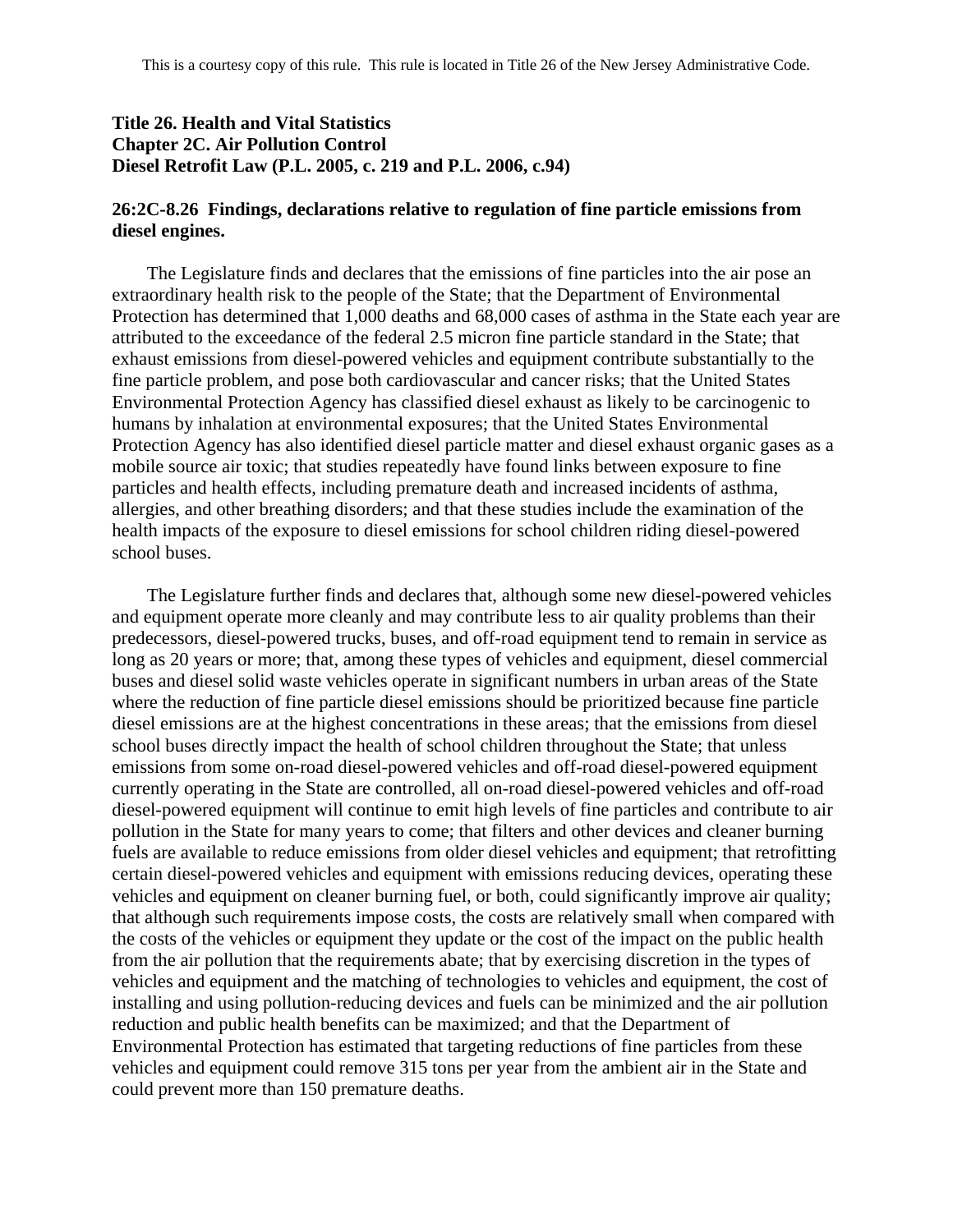This is a courtesy copy of this rule. This rule is located in Title 26 of the New Jersey Administrative Code.

**Title 26. Health and Vital Statistics**
**Chapter 2C. Air Pollution Control**
**Diesel Retrofit Law (P.L. 2005, c. 219 and P.L. 2006, c.94)**

**26:2C-8.26 Findings, declarations relative to regulation of fine particle emissions from diesel engines.**

The Legislature finds and declares that the emissions of fine particles into the air pose an extraordinary health risk to the people of the State; that the Department of Environmental Protection has determined that 1,000 deaths and 68,000 cases of asthma in the State each year are attributed to the exceedance of the federal 2.5 micron fine particle standard in the State; that exhaust emissions from diesel-powered vehicles and equipment contribute substantially to the fine particle problem, and pose both cardiovascular and cancer risks; that the United States Environmental Protection Agency has classified diesel exhaust as likely to be carcinogenic to humans by inhalation at environmental exposures; that the United States Environmental Protection Agency has also identified diesel particle matter and diesel exhaust organic gases as a mobile source air toxic; that studies repeatedly have found links between exposure to fine particles and health effects, including premature death and increased incidents of asthma, allergies, and other breathing disorders; and that these studies include the examination of the health impacts of the exposure to diesel emissions for school children riding diesel-powered school buses.

The Legislature further finds and declares that, although some new diesel-powered vehicles and equipment operate more cleanly and may contribute less to air quality problems than their predecessors, diesel-powered trucks, buses, and off-road equipment tend to remain in service as long as 20 years or more; that, among these types of vehicles and equipment, diesel commercial buses and diesel solid waste vehicles operate in significant numbers in urban areas of the State where the reduction of fine particle diesel emissions should be prioritized because fine particle diesel emissions are at the highest concentrations in these areas; that the emissions from diesel school buses directly impact the health of school children throughout the State; that unless emissions from some on-road diesel-powered vehicles and off-road diesel-powered equipment currently operating in the State are controlled, all on-road diesel-powered vehicles and off-road diesel-powered equipment will continue to emit high levels of fine particles and contribute to air pollution in the State for many years to come; that filters and other devices and cleaner burning fuels are available to reduce emissions from older diesel vehicles and equipment; that retrofitting certain diesel-powered vehicles and equipment with emissions reducing devices, operating these vehicles and equipment on cleaner burning fuel, or both, could significantly improve air quality; that although such requirements impose costs, the costs are relatively small when compared with the costs of the vehicles or equipment they update or the cost of the impact on the public health from the air pollution that the requirements abate; that by exercising discretion in the types of vehicles and equipment and the matching of technologies to vehicles and equipment, the cost of installing and using pollution-reducing devices and fuels can be minimized and the air pollution reduction and public health benefits can be maximized; and that the Department of Environmental Protection has estimated that targeting reductions of fine particles from these vehicles and equipment could remove 315 tons per year from the ambient air in the State and could prevent more than 150 premature deaths.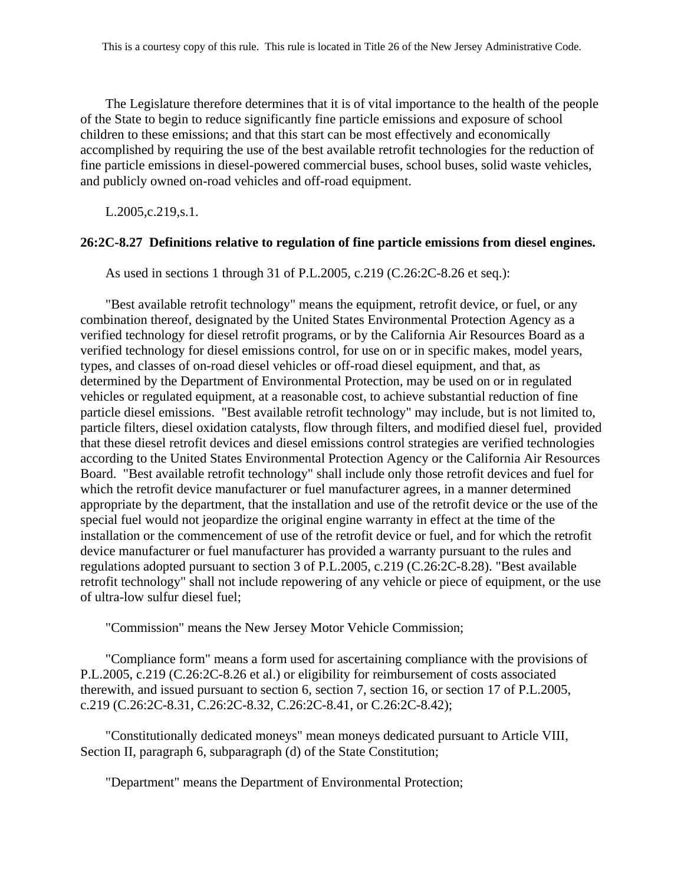The Legislature therefore determines that it is of vital importance to the health of the people of the State to begin to reduce significantly fine particle emissions and exposure of school children to these emissions; and that this start can be most effectively and economically accomplished by requiring the use of the best available retrofit technologies for the reduction of fine particle emissions in diesel-powered commercial buses, school buses, solid waste vehicles, and publicly owned on-road vehicles and off-road equipment.

L.2005,c.219,s.1.

**26:2C-8.27 Definitions relative to regulation of fine particle emissions from diesel engines.**

As used in sections 1 through 31 of P.L.2005, c.219 (C.26:2C-8.26 et seq.):

"Best available retrofit technology" means the equipment, retrofit device, or fuel, or any combination thereof, designated by the United States Environmental Protection Agency as a verified technology for diesel retrofit programs, or by the California Air Resources Board as a verified technology for diesel emissions control, for use on or in specific makes, model years, types, and classes of on-road diesel vehicles or off-road diesel equipment, and that, as determined by the Department of Environmental Protection, may be used on or in regulated vehicles or regulated equipment, at a reasonable cost, to achieve substantial reduction of fine particle diesel emissions. "Best available retrofit technology" may include, but is not limited to, particle filters, diesel oxidation catalysts, flow through filters, and modified diesel fuel, provided that these diesel retrofit devices and diesel emissions control strategies are verified technologies according to the United States Environmental Protection Agency or the California Air Resources Board. "Best available retrofit technology" shall include only those retrofit devices and fuel for which the retrofit device manufacturer or fuel manufacturer agrees, in a manner determined appropriate by the department, that the installation and use of the retrofit device or the use of the special fuel would not jeopardize the original engine warranty in effect at the time of the installation or the commencement of use of the retrofit device or fuel, and for which the retrofit device manufacturer or fuel manufacturer has provided a warranty pursuant to the rules and regulations adopted pursuant to section 3 of P.L.2005, c.219 (C.26:2C-8.28). "Best available retrofit technology" shall not include repowering of any vehicle or piece of equipment, or the use of ultra-low sulfur diesel fuel;

"Commission" means the New Jersey Motor Vehicle Commission;

"Compliance form" means a form used for ascertaining compliance with the provisions of P.L.2005, c.219 (C.26:2C-8.26 et al.) or eligibility for reimbursement of costs associated therewith, and issued pursuant to section 6, section 7, section 16, or section 17 of P.L.2005, c.219 (C.26:2C-8.31, C.26:2C-8.32, C.26:2C-8.41, or C.26:2C-8.42);

"Constitutionally dedicated moneys" mean moneys dedicated pursuant to Article VIII, Section II, paragraph 6, subparagraph (d) of the State Constitution;

"Department" means the Department of Environmental Protection;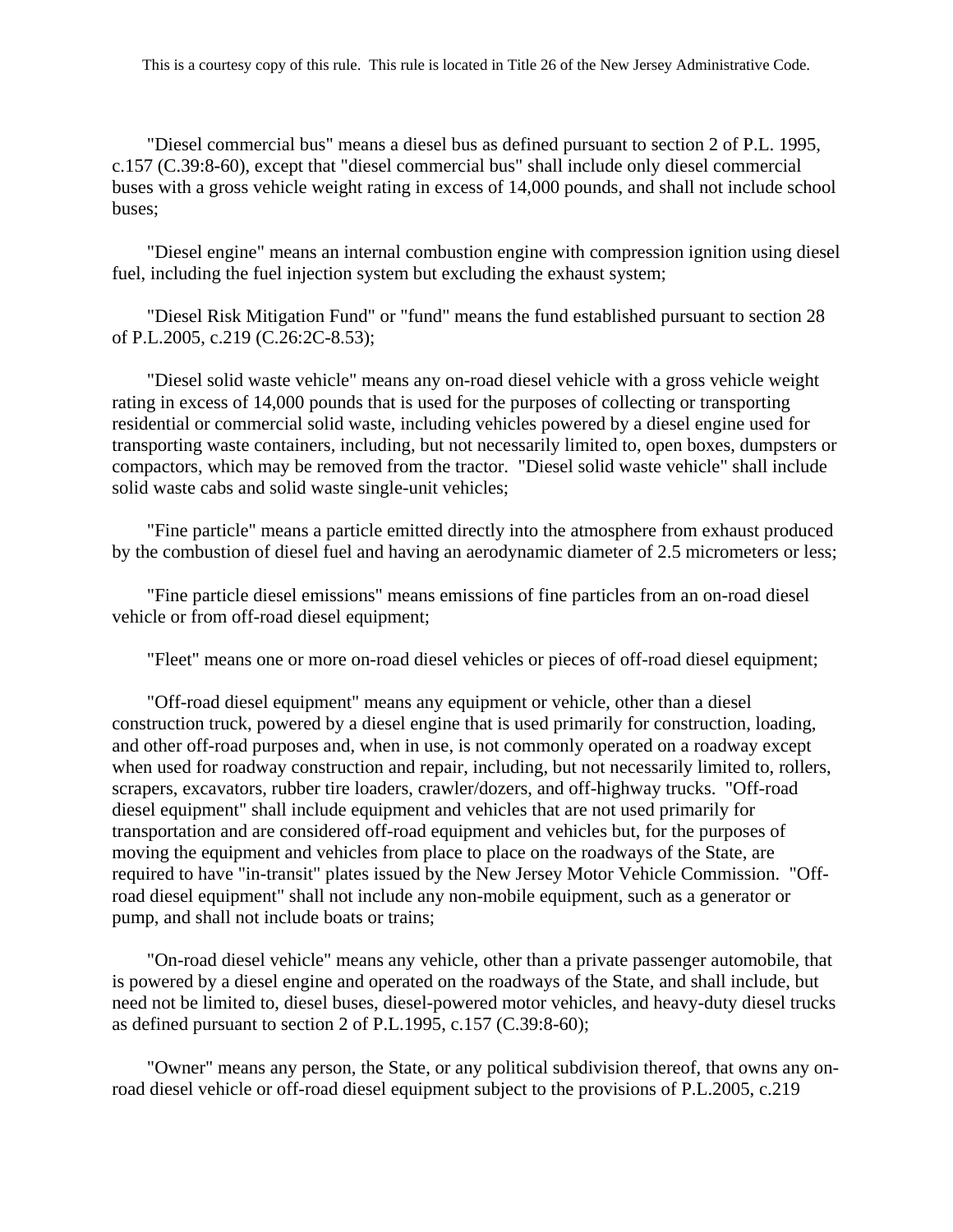"Diesel commercial bus" means a diesel bus as defined pursuant to section 2 of P.L. 1995, c.157 (C.39:8-60), except that "diesel commercial bus" shall include only diesel commercial buses with a gross vehicle weight rating in excess of 14,000 pounds, and shall not include school buses;

"Diesel engine" means an internal combustion engine with compression ignition using diesel fuel, including the fuel injection system but excluding the exhaust system;

"Diesel Risk Mitigation Fund" or "fund" means the fund established pursuant to section 28 of P.L.2005, c.219 (C.26:2C-8.53);

"Diesel solid waste vehicle" means any on-road diesel vehicle with a gross vehicle weight rating in excess of 14,000 pounds that is used for the purposes of collecting or transporting residential or commercial solid waste, including vehicles powered by a diesel engine used for transporting waste containers, including, but not necessarily limited to, open boxes, dumpsters or compactors, which may be removed from the tractor. "Diesel solid waste vehicle" shall include solid waste cabs and solid waste single-unit vehicles;

"Fine particle" means a particle emitted directly into the atmosphere from exhaust produced by the combustion of diesel fuel and having an aerodynamic diameter of 2.5 micrometers or less;

"Fine particle diesel emissions" means emissions of fine particles from an on-road diesel vehicle or from off-road diesel equipment;

"Fleet" means one or more on-road diesel vehicles or pieces of off-road diesel equipment;

"Off-road diesel equipment" means any equipment or vehicle, other than a diesel construction truck, powered by a diesel engine that is used primarily for construction, loading, and other off-road purposes and, when in use, is not commonly operated on a roadway except when used for roadway construction and repair, including, but not necessarily limited to, rollers, scrapers, excavators, rubber tire loaders, crawler/dozers, and off-highway trucks. "Off-road diesel equipment" shall include equipment and vehicles that are not used primarily for transportation and are considered off-road equipment and vehicles but, for the purposes of moving the equipment and vehicles from place to place on the roadways of the State, are required to have "in-transit" plates issued by the New Jersey Motor Vehicle Commission. "Off-road diesel equipment" shall not include any non-mobile equipment, such as a generator or pump, and shall not include boats or trains;

"On-road diesel vehicle" means any vehicle, other than a private passenger automobile, that is powered by a diesel engine and operated on the roadways of the State, and shall include, but need not be limited to, diesel buses, diesel-powered motor vehicles, and heavy-duty diesel trucks as defined pursuant to section 2 of P.L.1995, c.157 (C.39:8-60);

"Owner" means any person, the State, or any political subdivision thereof, that owns any on-road diesel vehicle or off-road diesel equipment subject to the provisions of P.L.2005, c.219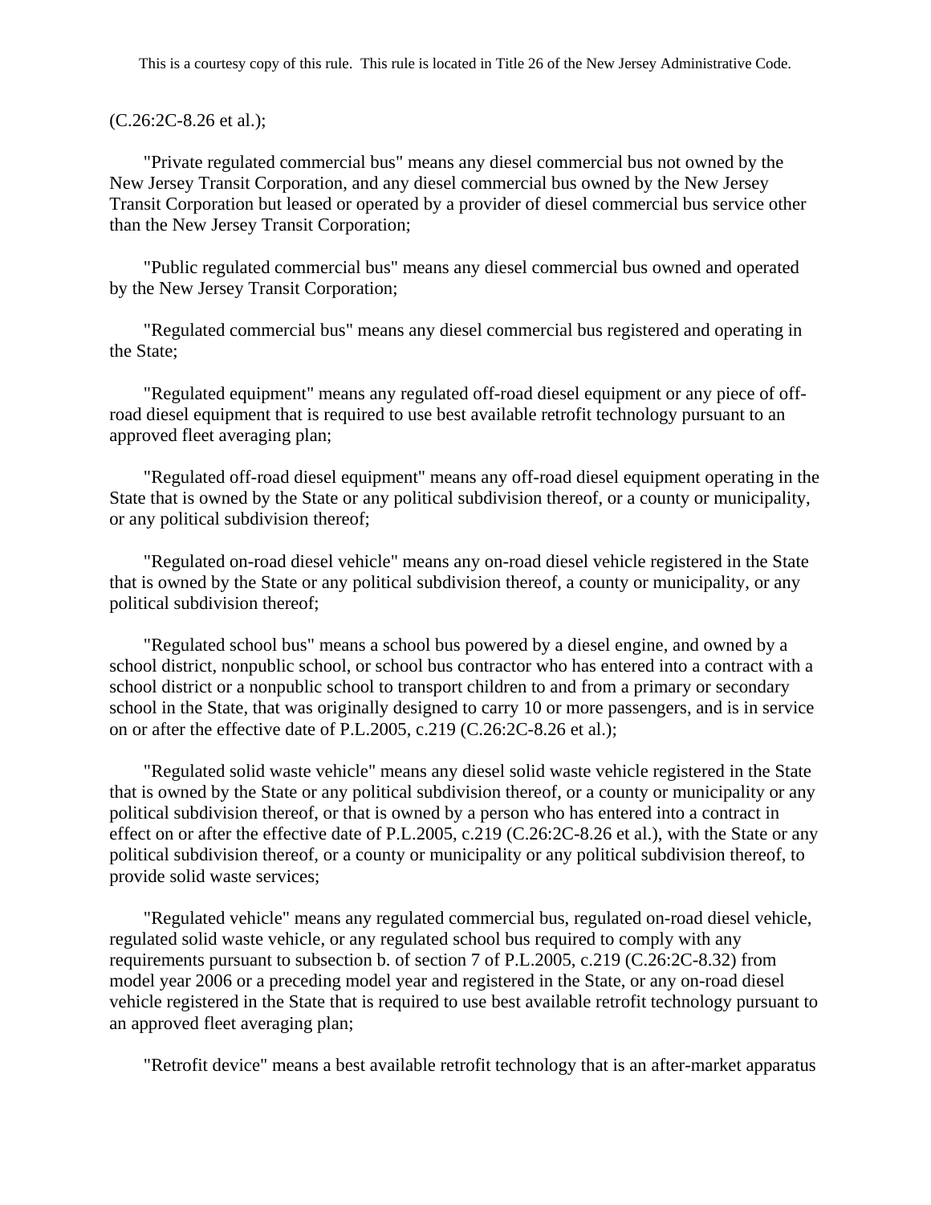(C.26:2C-8.26 et al.);

"Private regulated commercial bus" means any diesel commercial bus not owned by the New Jersey Transit Corporation, and any diesel commercial bus owned by the New Jersey Transit Corporation but leased or operated by a provider of diesel commercial bus service other than the New Jersey Transit Corporation;

"Public regulated commercial bus" means any diesel commercial bus owned and operated by the New Jersey Transit Corporation;

"Regulated commercial bus" means any diesel commercial bus registered and operating in the State;

"Regulated equipment" means any regulated off-road diesel equipment or any piece of off-road diesel equipment that is required to use best available retrofit technology pursuant to an approved fleet averaging plan;

"Regulated off-road diesel equipment" means any off-road diesel equipment operating in the State that is owned by the State or any political subdivision thereof, or a county or municipality, or any political subdivision thereof;

"Regulated on-road diesel vehicle" means any on-road diesel vehicle registered in the State that is owned by the State or any political subdivision thereof, a county or municipality, or any political subdivision thereof;

"Regulated school bus" means a school bus powered by a diesel engine, and owned by a school district, nonpublic school, or school bus contractor who has entered into a contract with a school district or a nonpublic school to transport children to and from a primary or secondary school in the State, that was originally designed to carry 10 or more passengers, and is in service on or after the effective date of P.L.2005, c.219 (C.26:2C-8.26 et al.);

"Regulated solid waste vehicle" means any diesel solid waste vehicle registered in the State that is owned by the State or any political subdivision thereof, or a county or municipality or any political subdivision thereof, or that is owned by a person who has entered into a contract in effect on or after the effective date of P.L.2005, c.219 (C.26:2C-8.26 et al.), with the State or any political subdivision thereof, or a county or municipality or any political subdivision thereof, to provide solid waste services;

"Regulated vehicle" means any regulated commercial bus, regulated on-road diesel vehicle, regulated solid waste vehicle, or any regulated school bus required to comply with any requirements pursuant to subsection b. of section 7 of P.L.2005, c.219 (C.26:2C-8.32) from model year 2006 or a preceding model year and registered in the State, or any on-road diesel vehicle registered in the State that is required to use best available retrofit technology pursuant to an approved fleet averaging plan;

"Retrofit device" means a best available retrofit technology that is an after-market apparatus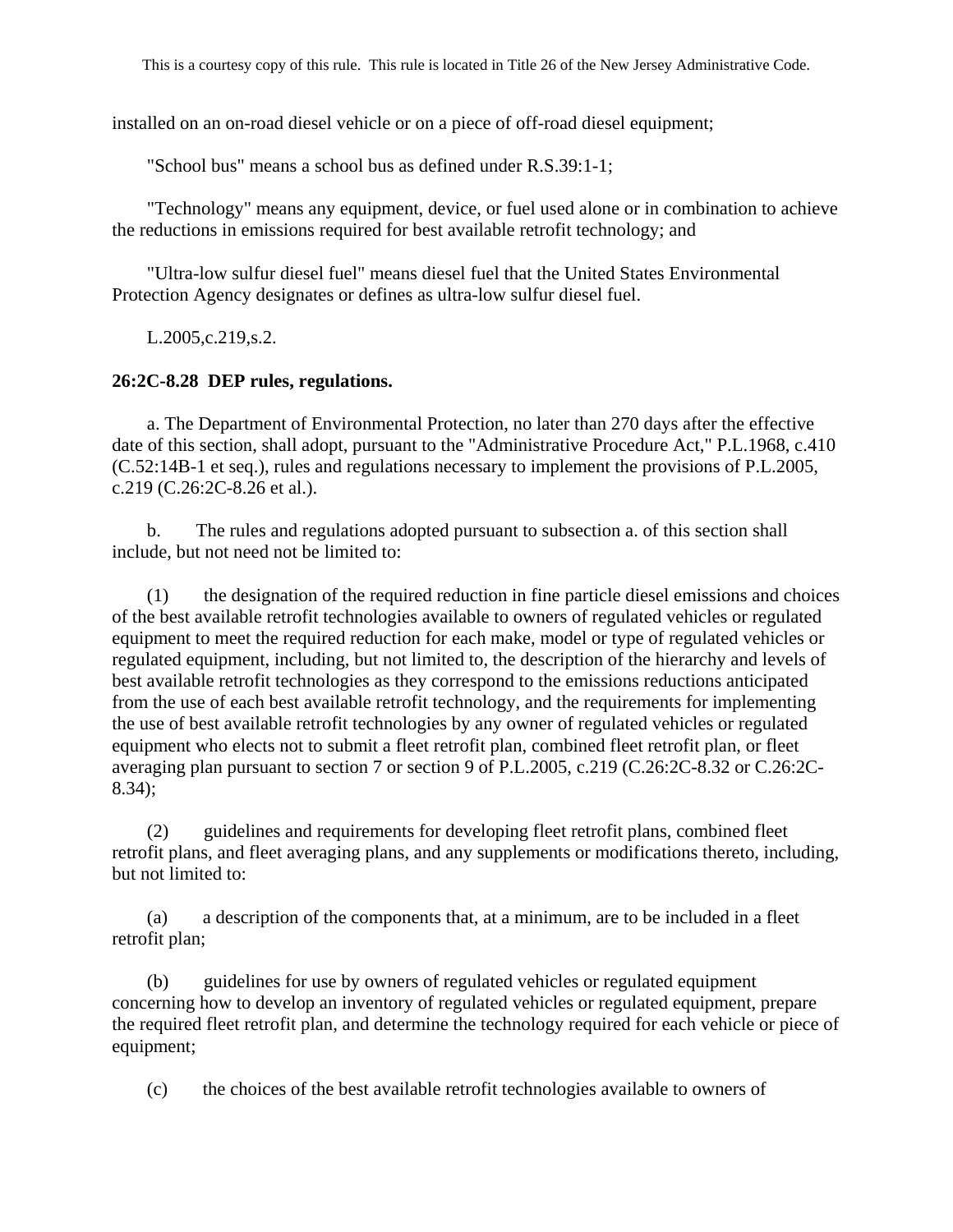installed on an on-road diesel vehicle or on a piece of off-road diesel equipment;

"School bus" means a school bus as defined under R.S.39:1-1;

"Technology" means any equipment, device, or fuel used alone or in combination to achieve the reductions in emissions required for best available retrofit technology; and

"Ultra-low sulfur diesel fuel" means diesel fuel that the United States Environmental Protection Agency designates or defines as ultra-low sulfur diesel fuel.

L.2005,c.219,s.2.

**26:2C-8.28 DEP rules, regulations.**

a. The Department of Environmental Protection, no later than 270 days after the effective date of this section, shall adopt, pursuant to the "Administrative Procedure Act," P.L.1968, c.410 (C.52:14B-1 et seq.), rules and regulations necessary to implement the provisions of P.L.2005, c.219 (C.26:2C-8.26 et al.).

b. The rules and regulations adopted pursuant to subsection a. of this section shall include, but not need not be limited to:

(1) the designation of the required reduction in fine particle diesel emissions and choices of the best available retrofit technologies available to owners of regulated vehicles or regulated equipment to meet the required reduction for each make, model or type of regulated vehicles or regulated equipment, including, but not limited to, the description of the hierarchy and levels of best available retrofit technologies as they correspond to the emissions reductions anticipated from the use of each best available retrofit technology, and the requirements for implementing the use of best available retrofit technologies by any owner of regulated vehicles or regulated equipment who elects not to submit a fleet retrofit plan, combined fleet retrofit plan, or fleet averaging plan pursuant to section 7 or section 9 of P.L.2005, c.219 (C.26:2C-8.32 or C.26:2C-8.34);

(2) guidelines and requirements for developing fleet retrofit plans, combined fleet retrofit plans, and fleet averaging plans, and any supplements or modifications thereto, including, but not limited to:

(a) a description of the components that, at a minimum, are to be included in a fleet retrofit plan;

(b) guidelines for use by owners of regulated vehicles or regulated equipment concerning how to develop an inventory of regulated vehicles or regulated equipment, prepare the required fleet retrofit plan, and determine the technology required for each vehicle or piece of equipment;

(c) the choices of the best available retrofit technologies available to owners of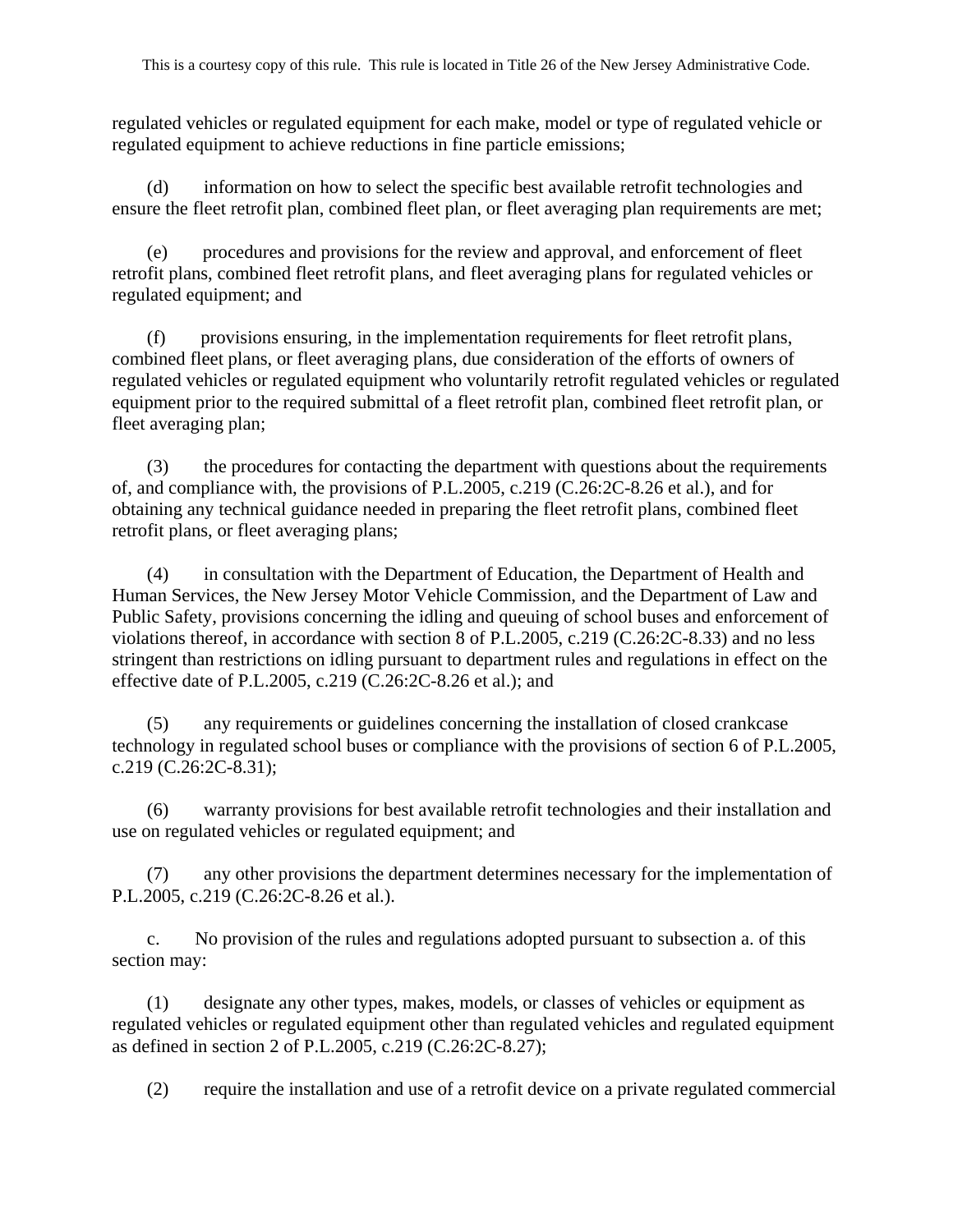regulated vehicles or regulated equipment for each make, model or type of regulated vehicle or regulated equipment to achieve reductions in fine particle emissions;

(d) information on how to select the specific best available retrofit technologies and ensure the fleet retrofit plan, combined fleet plan, or fleet averaging plan requirements are met;

(e) procedures and provisions for the review and approval, and enforcement of fleet retrofit plans, combined fleet retrofit plans, and fleet averaging plans for regulated vehicles or regulated equipment; and

(f) provisions ensuring, in the implementation requirements for fleet retrofit plans, combined fleet plans, or fleet averaging plans, due consideration of the efforts of owners of regulated vehicles or regulated equipment who voluntarily retrofit regulated vehicles or regulated equipment prior to the required submittal of a fleet retrofit plan, combined fleet retrofit plan, or fleet averaging plan;

(3) the procedures for contacting the department with questions about the requirements of, and compliance with, the provisions of P.L.2005, c.219 (C.26:2C-8.26 et al.), and for obtaining any technical guidance needed in preparing the fleet retrofit plans, combined fleet retrofit plans, or fleet averaging plans;

(4) in consultation with the Department of Education, the Department of Health and Human Services, the New Jersey Motor Vehicle Commission, and the Department of Law and Public Safety, provisions concerning the idling and queuing of school buses and enforcement of violations thereof, in accordance with section 8 of P.L.2005, c.219 (C.26:2C-8.33) and no less stringent than restrictions on idling pursuant to department rules and regulations in effect on the effective date of P.L.2005, c.219 (C.26:2C-8.26 et al.); and

(5) any requirements or guidelines concerning the installation of closed crankcase technology in regulated school buses or compliance with the provisions of section 6 of P.L.2005, c.219 (C.26:2C-8.31);

(6) warranty provisions for best available retrofit technologies and their installation and use on regulated vehicles or regulated equipment; and

(7) any other provisions the department determines necessary for the implementation of P.L.2005, c.219 (C.26:2C-8.26 et al.).

c. No provision of the rules and regulations adopted pursuant to subsection a. of this section may:

(1) designate any other types, makes, models, or classes of vehicles or equipment as regulated vehicles or regulated equipment other than regulated vehicles and regulated equipment as defined in section 2 of P.L.2005, c.219 (C.26:2C-8.27);

(2) require the installation and use of a retrofit device on a private regulated commercial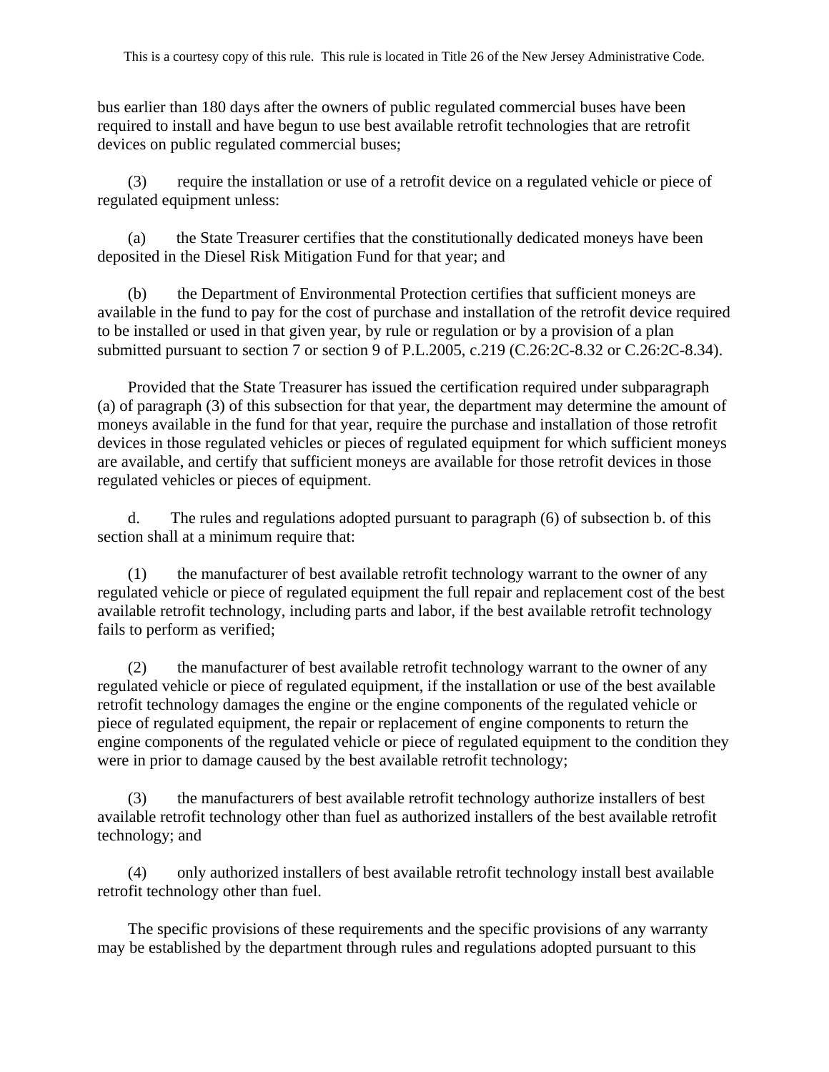bus earlier than 180 days after the owners of public regulated commercial buses have been required to install and have begun to use best available retrofit technologies that are retrofit devices on public regulated commercial buses;

(3) require the installation or use of a retrofit device on a regulated vehicle or piece of regulated equipment unless:

(a) the State Treasurer certifies that the constitutionally dedicated moneys have been deposited in the Diesel Risk Mitigation Fund for that year; and

(b) the Department of Environmental Protection certifies that sufficient moneys are available in the fund to pay for the cost of purchase and installation of the retrofit device required to be installed or used in that given year, by rule or regulation or by a provision of a plan submitted pursuant to section 7 or section 9 of P.L.2005, c.219 (C.26:2C-8.32 or C.26:2C-8.34).

Provided that the State Treasurer has issued the certification required under subparagraph (a) of paragraph (3) of this subsection for that year, the department may determine the amount of moneys available in the fund for that year, require the purchase and installation of those retrofit devices in those regulated vehicles or pieces of regulated equipment for which sufficient moneys are available, and certify that sufficient moneys are available for those retrofit devices in those regulated vehicles or pieces of equipment.

d. The rules and regulations adopted pursuant to paragraph (6) of subsection b. of this section shall at a minimum require that:

(1) the manufacturer of best available retrofit technology warrant to the owner of any regulated vehicle or piece of regulated equipment the full repair and replacement cost of the best available retrofit technology, including parts and labor, if the best available retrofit technology fails to perform as verified;

(2) the manufacturer of best available retrofit technology warrant to the owner of any regulated vehicle or piece of regulated equipment, if the installation or use of the best available retrofit technology damages the engine or the engine components of the regulated vehicle or piece of regulated equipment, the repair or replacement of engine components to return the engine components of the regulated vehicle or piece of regulated equipment to the condition they were in prior to damage caused by the best available retrofit technology;

(3) the manufacturers of best available retrofit technology authorize installers of best available retrofit technology other than fuel as authorized installers of the best available retrofit technology; and

(4) only authorized installers of best available retrofit technology install best available retrofit technology other than fuel.

The specific provisions of these requirements and the specific provisions of any warranty may be established by the department through rules and regulations adopted pursuant to this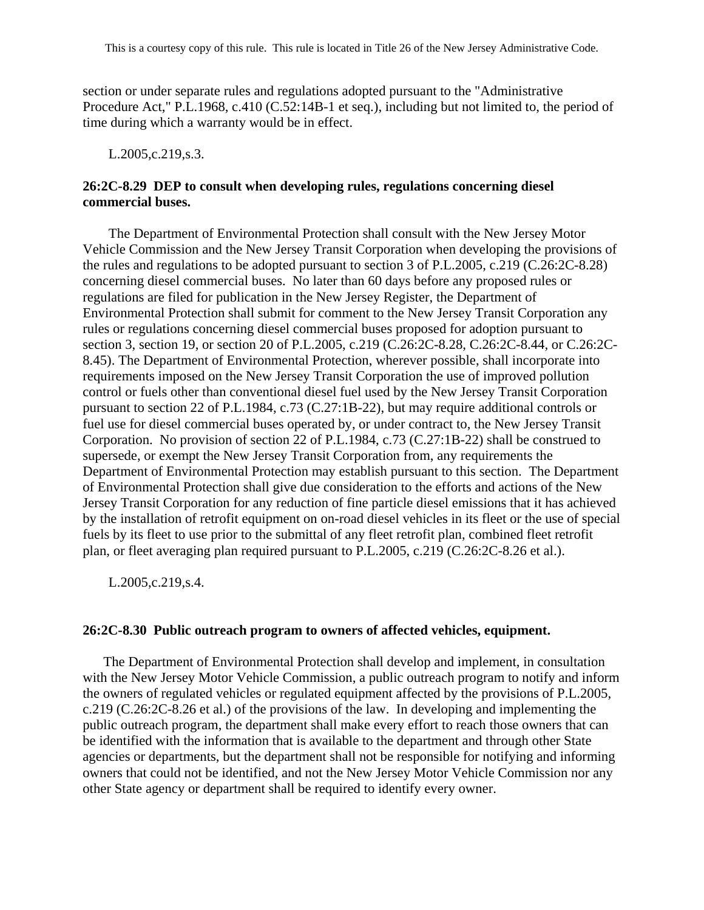section or under separate rules and regulations adopted pursuant to the "Administrative Procedure Act," P.L.1968, c.410 (C.52:14B-1 et seq.), including but not limited to, the period of time during which a warranty would be in effect.

L.2005,c.219,s.3.

**26:2C-8.29 DEP to consult when developing rules, regulations concerning diesel commercial buses.**

The Department of Environmental Protection shall consult with the New Jersey Motor Vehicle Commission and the New Jersey Transit Corporation when developing the provisions of the rules and regulations to be adopted pursuant to section 3 of P.L.2005, c.219 (C.26:2C-8.28) concerning diesel commercial buses. No later than 60 days before any proposed rules or regulations are filed for publication in the New Jersey Register, the Department of Environmental Protection shall submit for comment to the New Jersey Transit Corporation any rules or regulations concerning diesel commercial buses proposed for adoption pursuant to section 3, section 19, or section 20 of P.L.2005, c.219 (C.26:2C-8.28, C.26:2C-8.44, or C.26:2C-8.45). The Department of Environmental Protection, wherever possible, shall incorporate into requirements imposed on the New Jersey Transit Corporation the use of improved pollution control or fuels other than conventional diesel fuel used by the New Jersey Transit Corporation pursuant to section 22 of P.L.1984, c.73 (C.27:1B-22), but may require additional controls or fuel use for diesel commercial buses operated by, or under contract to, the New Jersey Transit Corporation. No provision of section 22 of P.L.1984, c.73 (C.27:1B-22) shall be construed to supersede, or exempt the New Jersey Transit Corporation from, any requirements the Department of Environmental Protection may establish pursuant to this section. The Department of Environmental Protection shall give due consideration to the efforts and actions of the New Jersey Transit Corporation for any reduction of fine particle diesel emissions that it has achieved by the installation of retrofit equipment on on-road diesel vehicles in its fleet or the use of special fuels by its fleet to use prior to the submittal of any fleet retrofit plan, combined fleet retrofit plan, or fleet averaging plan required pursuant to P.L.2005, c.219 (C.26:2C-8.26 et al.).

L.2005,c.219,s.4.

**26:2C-8.30 Public outreach program to owners of affected vehicles, equipment.**

The Department of Environmental Protection shall develop and implement, in consultation with the New Jersey Motor Vehicle Commission, a public outreach program to notify and inform the owners of regulated vehicles or regulated equipment affected by the provisions of P.L.2005, c.219 (C.26:2C-8.26 et al.) of the provisions of the law. In developing and implementing the public outreach program, the department shall make every effort to reach those owners that can be identified with the information that is available to the department and through other State agencies or departments, but the department shall not be responsible for notifying and informing owners that could not be identified, and not the New Jersey Motor Vehicle Commission nor any other State agency or department shall be required to identify every owner.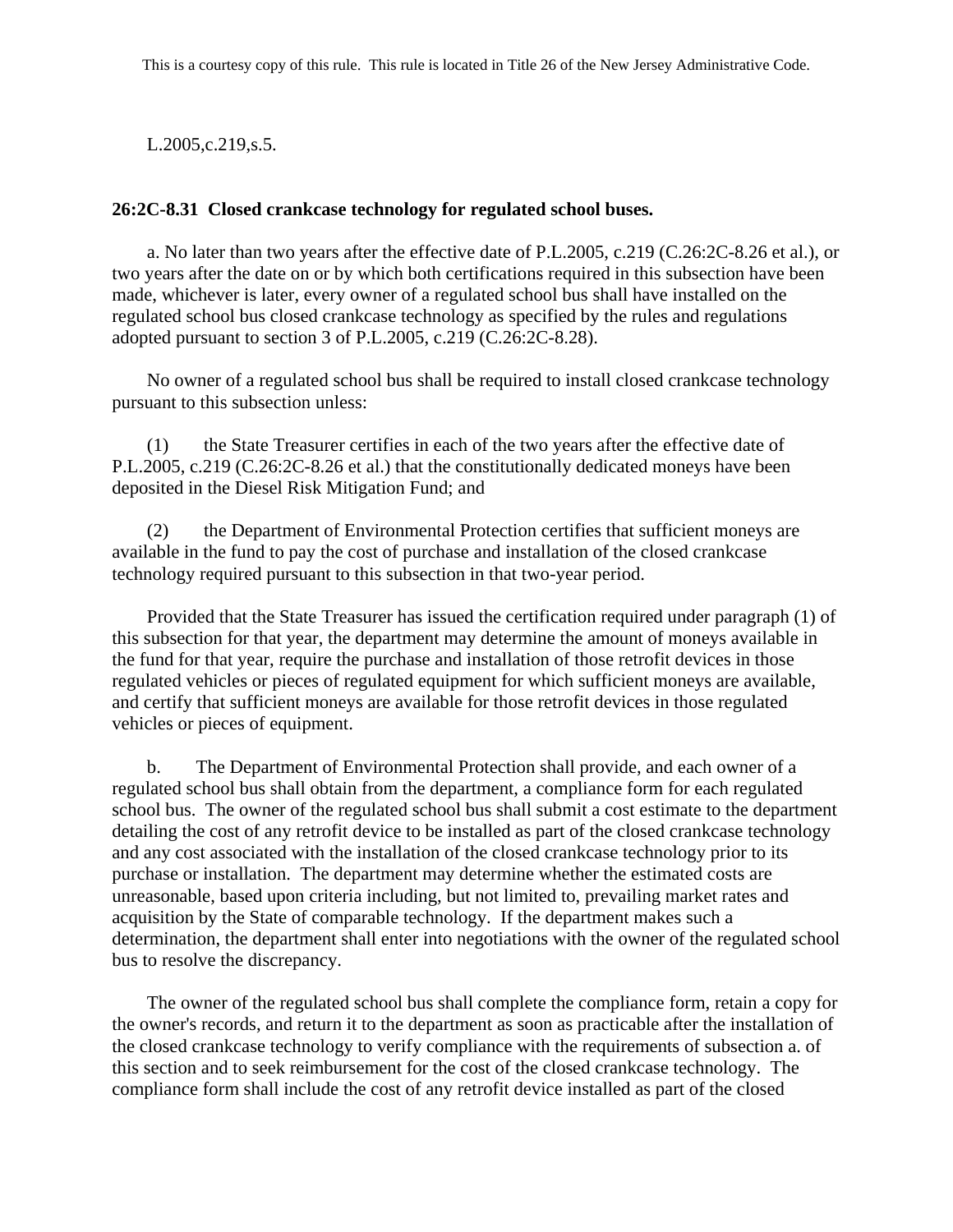L.2005,c.219,s.5.

**26:2C-8.31 Closed crankcase technology for regulated school buses.**

a. No later than two years after the effective date of P.L.2005, c.219 (C.26:2C-8.26 et al.), or two years after the date on or by which both certifications required in this subsection have been made, whichever is later, every owner of a regulated school bus shall have installed on the regulated school bus closed crankcase technology as specified by the rules and regulations adopted pursuant to section 3 of P.L.2005, c.219 (C.26:2C-8.28).

No owner of a regulated school bus shall be required to install closed crankcase technology pursuant to this subsection unless:

(1) the State Treasurer certifies in each of the two years after the effective date of P.L.2005, c.219 (C.26:2C-8.26 et al.) that the constitutionally dedicated moneys have been deposited in the Diesel Risk Mitigation Fund; and

(2) the Department of Environmental Protection certifies that sufficient moneys are available in the fund to pay the cost of purchase and installation of the closed crankcase technology required pursuant to this subsection in that two-year period.

Provided that the State Treasurer has issued the certification required under paragraph (1) of this subsection for that year, the department may determine the amount of moneys available in the fund for that year, require the purchase and installation of those retrofit devices in those regulated vehicles or pieces of regulated equipment for which sufficient moneys are available, and certify that sufficient moneys are available for those retrofit devices in those regulated vehicles or pieces of equipment.

b. The Department of Environmental Protection shall provide, and each owner of a regulated school bus shall obtain from the department, a compliance form for each regulated school bus. The owner of the regulated school bus shall submit a cost estimate to the department detailing the cost of any retrofit device to be installed as part of the closed crankcase technology and any cost associated with the installation of the closed crankcase technology prior to its purchase or installation. The department may determine whether the estimated costs are unreasonable, based upon criteria including, but not limited to, prevailing market rates and acquisition by the State of comparable technology. If the department makes such a determination, the department shall enter into negotiations with the owner of the regulated school bus to resolve the discrepancy.

The owner of the regulated school bus shall complete the compliance form, retain a copy for the owner's records, and return it to the department as soon as practicable after the installation of the closed crankcase technology to verify compliance with the requirements of subsection a. of this section and to seek reimbursement for the cost of the closed crankcase technology. The compliance form shall include the cost of any retrofit device installed as part of the closed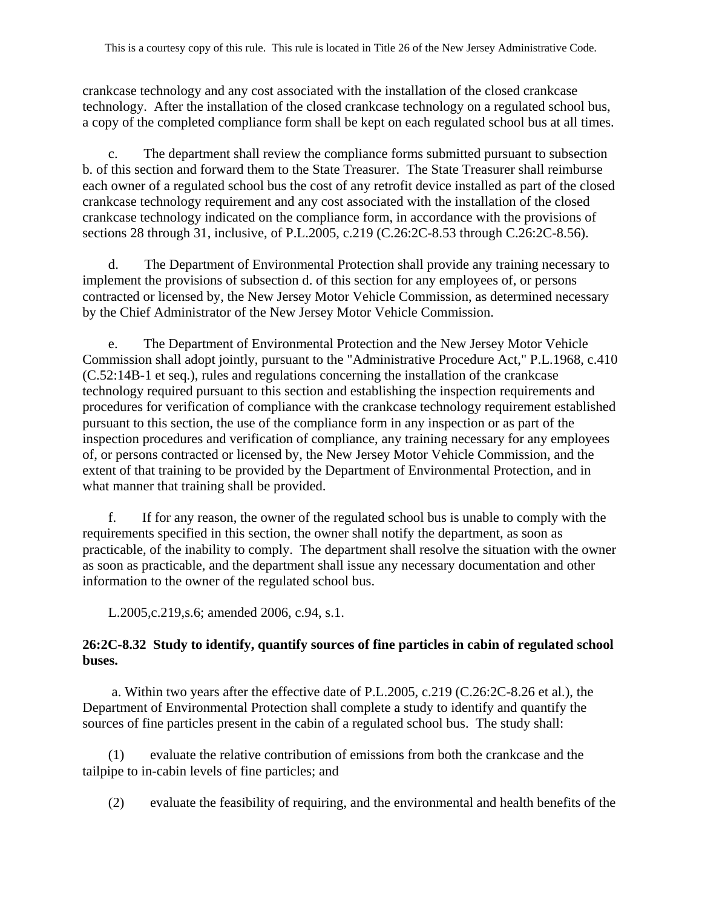crankcase technology and any cost associated with the installation of the closed crankcase technology. After the installation of the closed crankcase technology on a regulated school bus, a copy of the completed compliance form shall be kept on each regulated school bus at all times.

c. The department shall review the compliance forms submitted pursuant to subsection b. of this section and forward them to the State Treasurer. The State Treasurer shall reimburse each owner of a regulated school bus the cost of any retrofit device installed as part of the closed crankcase technology requirement and any cost associated with the installation of the closed crankcase technology indicated on the compliance form, in accordance with the provisions of sections 28 through 31, inclusive, of P.L.2005, c.219 (C.26:2C-8.53 through C.26:2C-8.56).

d. The Department of Environmental Protection shall provide any training necessary to implement the provisions of subsection d. of this section for any employees of, or persons contracted or licensed by, the New Jersey Motor Vehicle Commission, as determined necessary by the Chief Administrator of the New Jersey Motor Vehicle Commission.

e. The Department of Environmental Protection and the New Jersey Motor Vehicle Commission shall adopt jointly, pursuant to the "Administrative Procedure Act," P.L.1968, c.410 (C.52:14B-1 et seq.), rules and regulations concerning the installation of the crankcase technology required pursuant to this section and establishing the inspection requirements and procedures for verification of compliance with the crankcase technology requirement established pursuant to this section, the use of the compliance form in any inspection or as part of the inspection procedures and verification of compliance, any training necessary for any employees of, or persons contracted or licensed by, the New Jersey Motor Vehicle Commission, and the extent of that training to be provided by the Department of Environmental Protection, and in what manner that training shall be provided.

f. If for any reason, the owner of the regulated school bus is unable to comply with the requirements specified in this section, the owner shall notify the department, as soon as practicable, of the inability to comply. The department shall resolve the situation with the owner as soon as practicable, and the department shall issue any necessary documentation and other information to the owner of the regulated school bus.

L.2005,c.219,s.6; amended 2006, c.94, s.1.

**26:2C-8.32 Study to identify, quantify sources of fine particles in cabin of regulated school buses.**

a. Within two years after the effective date of P.L.2005, c.219 (C.26:2C-8.26 et al.), the Department of Environmental Protection shall complete a study to identify and quantify the sources of fine particles present in the cabin of a regulated school bus. The study shall:

(1) evaluate the relative contribution of emissions from both the crankcase and the tailpipe to in-cabin levels of fine particles; and

(2) evaluate the feasibility of requiring, and the environmental and health benefits of the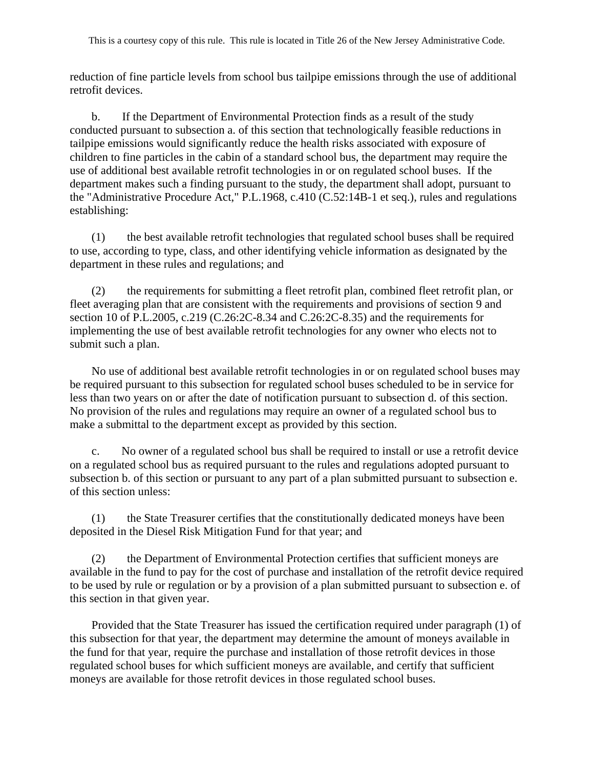reduction of fine particle levels from school bus tailpipe emissions through the use of additional retrofit devices.

b. If the Department of Environmental Protection finds as a result of the study conducted pursuant to subsection a. of this section that technologically feasible reductions in tailpipe emissions would significantly reduce the health risks associated with exposure of children to fine particles in the cabin of a standard school bus, the department may require the use of additional best available retrofit technologies in or on regulated school buses. If the department makes such a finding pursuant to the study, the department shall adopt, pursuant to the "Administrative Procedure Act," P.L.1968, c.410 (C.52:14B-1 et seq.), rules and regulations establishing:

(1) the best available retrofit technologies that regulated school buses shall be required to use, according to type, class, and other identifying vehicle information as designated by the department in these rules and regulations; and

(2) the requirements for submitting a fleet retrofit plan, combined fleet retrofit plan, or fleet averaging plan that are consistent with the requirements and provisions of section 9 and section 10 of P.L.2005, c.219 (C.26:2C-8.34 and C.26:2C-8.35) and the requirements for implementing the use of best available retrofit technologies for any owner who elects not to submit such a plan.

No use of additional best available retrofit technologies in or on regulated school buses may be required pursuant to this subsection for regulated school buses scheduled to be in service for less than two years on or after the date of notification pursuant to subsection d. of this section. No provision of the rules and regulations may require an owner of a regulated school bus to make a submittal to the department except as provided by this section.

c. No owner of a regulated school bus shall be required to install or use a retrofit device on a regulated school bus as required pursuant to the rules and regulations adopted pursuant to subsection b. of this section or pursuant to any part of a plan submitted pursuant to subsection e. of this section unless:

(1) the State Treasurer certifies that the constitutionally dedicated moneys have been deposited in the Diesel Risk Mitigation Fund for that year; and

(2) the Department of Environmental Protection certifies that sufficient moneys are available in the fund to pay for the cost of purchase and installation of the retrofit device required to be used by rule or regulation or by a provision of a plan submitted pursuant to subsection e. of this section in that given year.

Provided that the State Treasurer has issued the certification required under paragraph (1) of this subsection for that year, the department may determine the amount of moneys available in the fund for that year, require the purchase and installation of those retrofit devices in those regulated school buses for which sufficient moneys are available, and certify that sufficient moneys are available for those retrofit devices in those regulated school buses.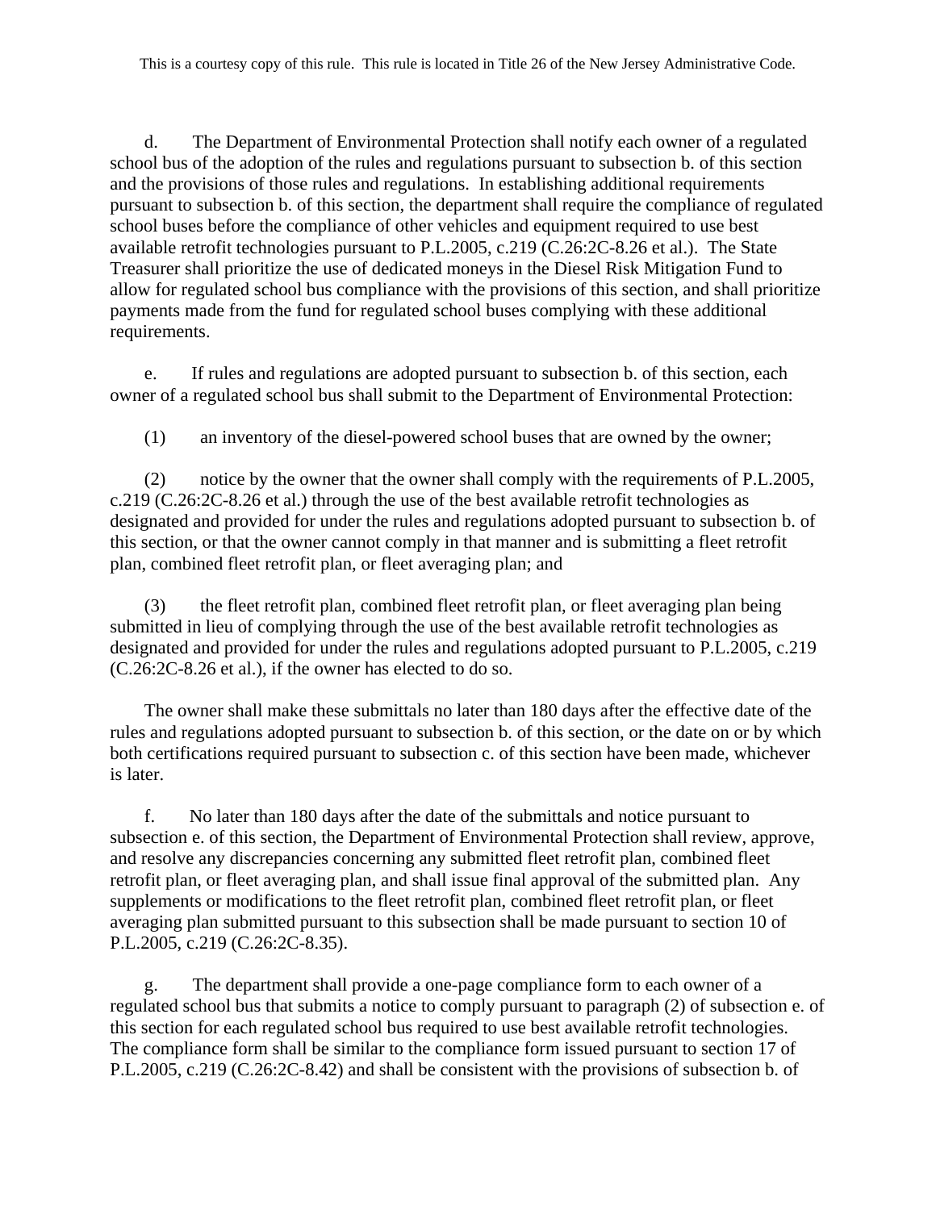d. The Department of Environmental Protection shall notify each owner of a regulated school bus of the adoption of the rules and regulations pursuant to subsection b. of this section and the provisions of those rules and regulations. In establishing additional requirements pursuant to subsection b. of this section, the department shall require the compliance of regulated school buses before the compliance of other vehicles and equipment required to use best available retrofit technologies pursuant to P.L.2005, c.219 (C.26:2C-8.26 et al.). The State Treasurer shall prioritize the use of dedicated moneys in the Diesel Risk Mitigation Fund to allow for regulated school bus compliance with the provisions of this section, and shall prioritize payments made from the fund for regulated school buses complying with these additional requirements.

e. If rules and regulations are adopted pursuant to subsection b. of this section, each owner of a regulated school bus shall submit to the Department of Environmental Protection:

(1) an inventory of the diesel-powered school buses that are owned by the owner;

(2) notice by the owner that the owner shall comply with the requirements of P.L.2005, c.219 (C.26:2C-8.26 et al.) through the use of the best available retrofit technologies as designated and provided for under the rules and regulations adopted pursuant to subsection b. of this section, or that the owner cannot comply in that manner and is submitting a fleet retrofit plan, combined fleet retrofit plan, or fleet averaging plan; and

(3) the fleet retrofit plan, combined fleet retrofit plan, or fleet averaging plan being submitted in lieu of complying through the use of the best available retrofit technologies as designated and provided for under the rules and regulations adopted pursuant to P.L.2005, c.219 (C.26:2C-8.26 et al.), if the owner has elected to do so.

The owner shall make these submittals no later than 180 days after the effective date of the rules and regulations adopted pursuant to subsection b. of this section, or the date on or by which both certifications required pursuant to subsection c. of this section have been made, whichever is later.

f. No later than 180 days after the date of the submittals and notice pursuant to subsection e. of this section, the Department of Environmental Protection shall review, approve, and resolve any discrepancies concerning any submitted fleet retrofit plan, combined fleet retrofit plan, or fleet averaging plan, and shall issue final approval of the submitted plan. Any supplements or modifications to the fleet retrofit plan, combined fleet retrofit plan, or fleet averaging plan submitted pursuant to this subsection shall be made pursuant to section 10 of P.L.2005, c.219 (C.26:2C-8.35).

g. The department shall provide a one-page compliance form to each owner of a regulated school bus that submits a notice to comply pursuant to paragraph (2) of subsection e. of this section for each regulated school bus required to use best available retrofit technologies. The compliance form shall be similar to the compliance form issued pursuant to section 17 of P.L.2005, c.219 (C.26:2C-8.42) and shall be consistent with the provisions of subsection b. of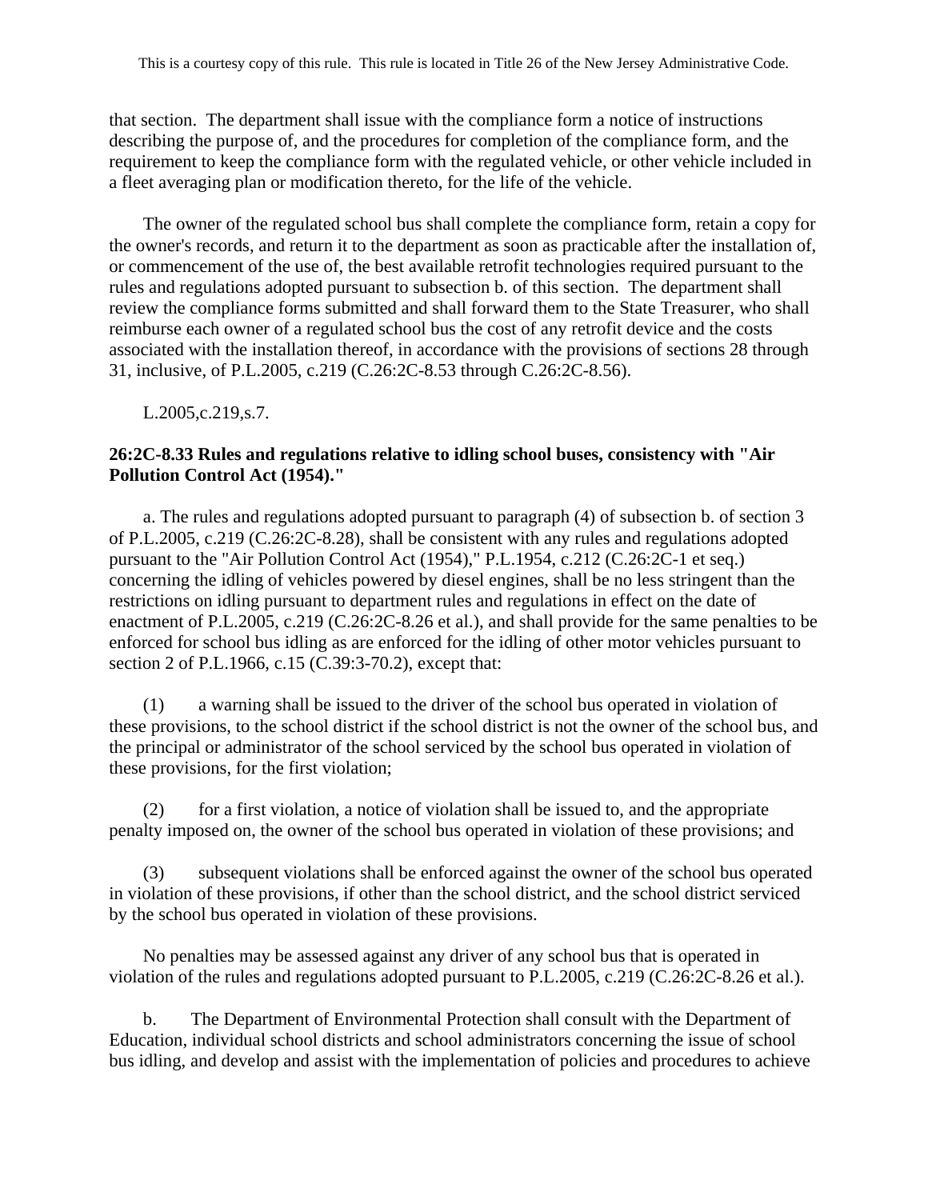that section. The department shall issue with the compliance form a notice of instructions describing the purpose of, and the procedures for completion of the compliance form, and the requirement to keep the compliance form with the regulated vehicle, or other vehicle included in a fleet averaging plan or modification thereto, for the life of the vehicle.

The owner of the regulated school bus shall complete the compliance form, retain a copy for the owner's records, and return it to the department as soon as practicable after the installation of, or commencement of the use of, the best available retrofit technologies required pursuant to the rules and regulations adopted pursuant to subsection b. of this section. The department shall review the compliance forms submitted and shall forward them to the State Treasurer, who shall reimburse each owner of a regulated school bus the cost of any retrofit device and the costs associated with the installation thereof, in accordance with the provisions of sections 28 through 31, inclusive, of P.L.2005, c.219 (C.26:2C-8.53 through C.26:2C-8.56).

L.2005,c.219,s.7.

**26:2C-8.33 Rules and regulations relative to idling school buses, consistency with "Air Pollution Control Act (1954)."**

a. The rules and regulations adopted pursuant to paragraph (4) of subsection b. of section 3 of P.L.2005, c.219 (C.26:2C-8.28), shall be consistent with any rules and regulations adopted pursuant to the "Air Pollution Control Act (1954)," P.L.1954, c.212 (C.26:2C-1 et seq.) concerning the idling of vehicles powered by diesel engines, shall be no less stringent than the restrictions on idling pursuant to department rules and regulations in effect on the date of enactment of P.L.2005, c.219 (C.26:2C-8.26 et al.), and shall provide for the same penalties to be enforced for school bus idling as are enforced for the idling of other motor vehicles pursuant to section 2 of P.L.1966, c.15 (C.39:3-70.2), except that:

(1) a warning shall be issued to the driver of the school bus operated in violation of these provisions, to the school district if the school district is not the owner of the school bus, and the principal or administrator of the school serviced by the school bus operated in violation of these provisions, for the first violation;

(2) for a first violation, a notice of violation shall be issued to, and the appropriate penalty imposed on, the owner of the school bus operated in violation of these provisions; and

(3) subsequent violations shall be enforced against the owner of the school bus operated in violation of these provisions, if other than the school district, and the school district serviced by the school bus operated in violation of these provisions.

No penalties may be assessed against any driver of any school bus that is operated in violation of the rules and regulations adopted pursuant to P.L.2005, c.219 (C.26:2C-8.26 et al.).

b. The Department of Environmental Protection shall consult with the Department of Education, individual school districts and school administrators concerning the issue of school bus idling, and develop and assist with the implementation of policies and procedures to achieve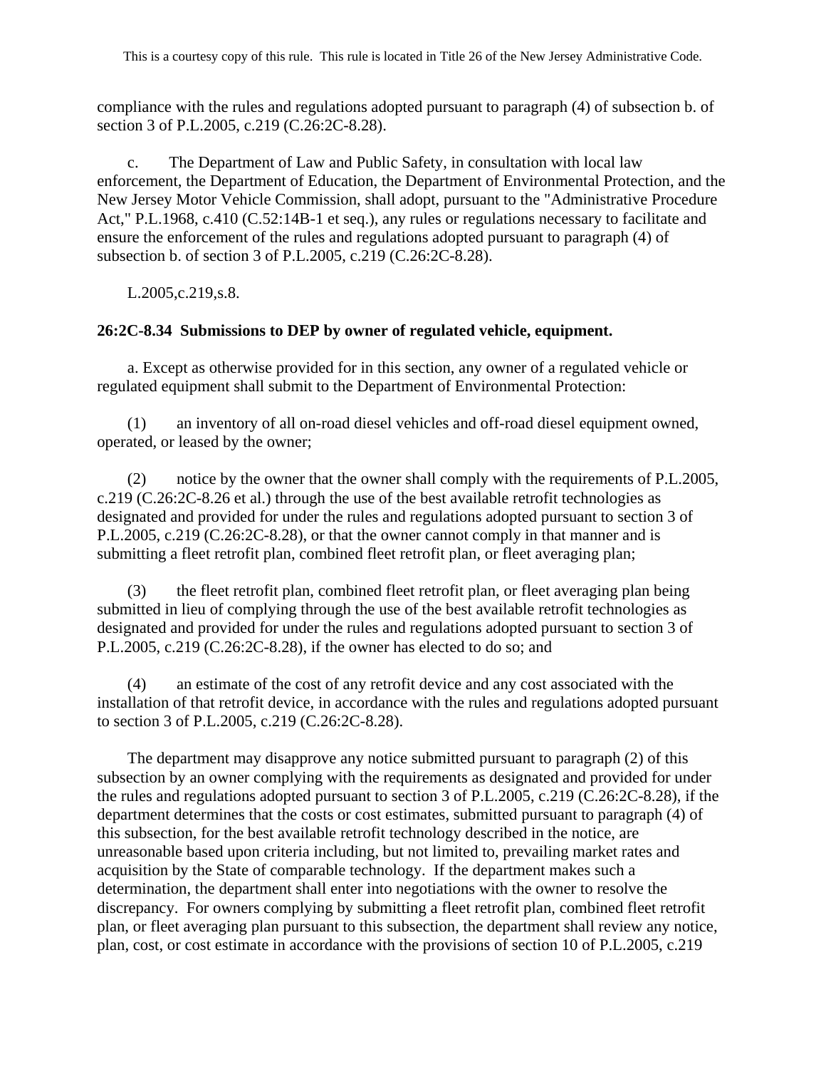compliance with the rules and regulations adopted pursuant to paragraph (4) of subsection b. of section 3 of P.L.2005, c.219 (C.26:2C-8.28).

c. The Department of Law and Public Safety, in consultation with local law enforcement, the Department of Education, the Department of Environmental Protection, and the New Jersey Motor Vehicle Commission, shall adopt, pursuant to the "Administrative Procedure Act," P.L.1968, c.410 (C.52:14B-1 et seq.), any rules or regulations necessary to facilitate and ensure the enforcement of the rules and regulations adopted pursuant to paragraph (4) of subsection b. of section 3 of P.L.2005, c.219 (C.26:2C-8.28).

L.2005,c.219,s.8.

**26:2C-8.34 Submissions to DEP by owner of regulated vehicle, equipment.**

a. Except as otherwise provided for in this section, any owner of a regulated vehicle or regulated equipment shall submit to the Department of Environmental Protection:

(1) an inventory of all on-road diesel vehicles and off-road diesel equipment owned, operated, or leased by the owner;

(2) notice by the owner that the owner shall comply with the requirements of P.L.2005, c.219 (C.26:2C-8.26 et al.) through the use of the best available retrofit technologies as designated and provided for under the rules and regulations adopted pursuant to section 3 of P.L.2005, c.219 (C.26:2C-8.28), or that the owner cannot comply in that manner and is submitting a fleet retrofit plan, combined fleet retrofit plan, or fleet averaging plan;

(3) the fleet retrofit plan, combined fleet retrofit plan, or fleet averaging plan being submitted in lieu of complying through the use of the best available retrofit technologies as designated and provided for under the rules and regulations adopted pursuant to section 3 of P.L.2005, c.219 (C.26:2C-8.28), if the owner has elected to do so; and

(4) an estimate of the cost of any retrofit device and any cost associated with the installation of that retrofit device, in accordance with the rules and regulations adopted pursuant to section 3 of P.L.2005, c.219 (C.26:2C-8.28).

The department may disapprove any notice submitted pursuant to paragraph (2) of this subsection by an owner complying with the requirements as designated and provided for under the rules and regulations adopted pursuant to section 3 of P.L.2005, c.219 (C.26:2C-8.28), if the department determines that the costs or cost estimates, submitted pursuant to paragraph (4) of this subsection, for the best available retrofit technology described in the notice, are unreasonable based upon criteria including, but not limited to, prevailing market rates and acquisition by the State of comparable technology. If the department makes such a determination, the department shall enter into negotiations with the owner to resolve the discrepancy. For owners complying by submitting a fleet retrofit plan, combined fleet retrofit plan, or fleet averaging plan pursuant to this subsection, the department shall review any notice, plan, cost, or cost estimate in accordance with the provisions of section 10 of P.L.2005, c.219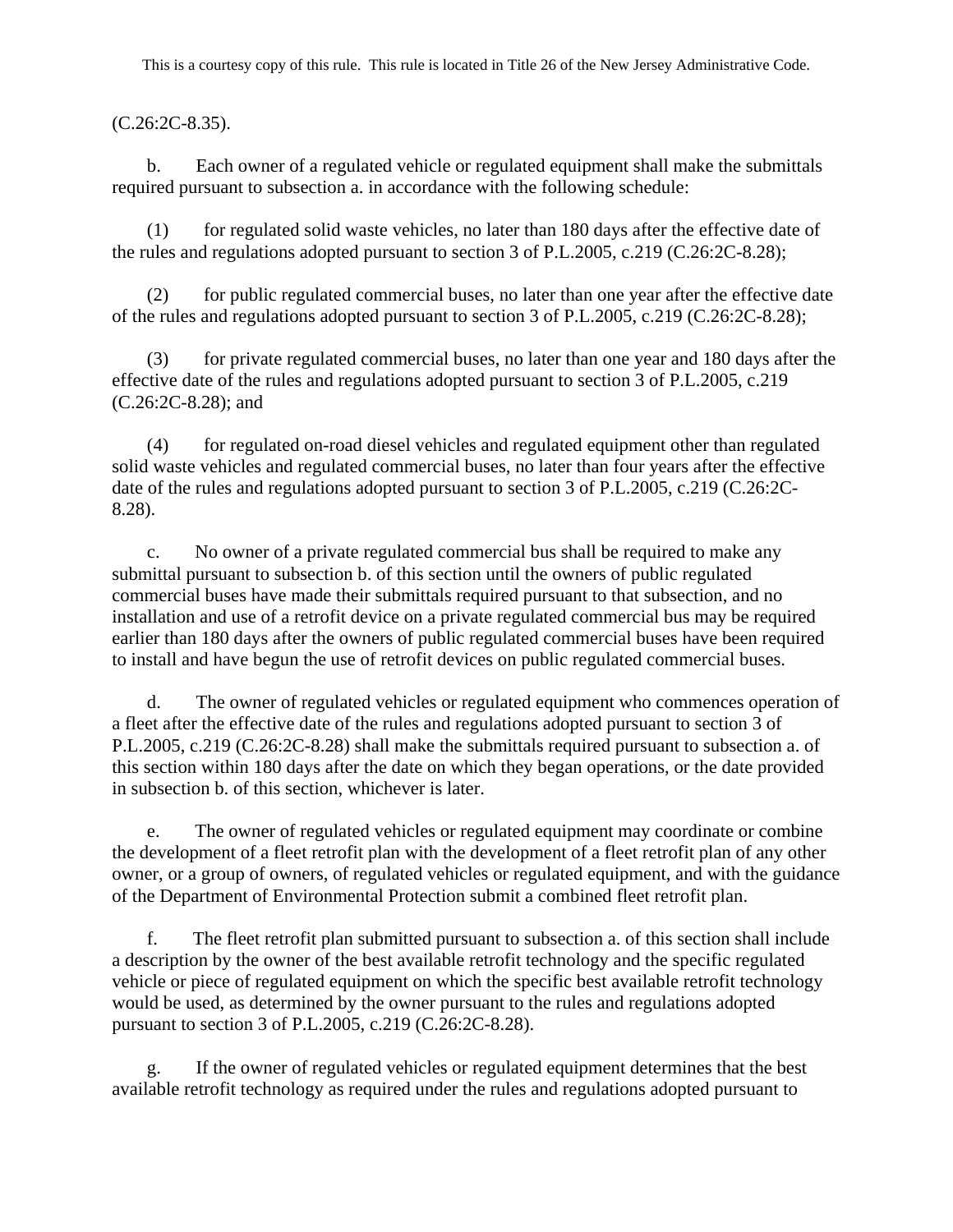(C.26:2C-8.35).

b. Each owner of a regulated vehicle or regulated equipment shall make the submittals required pursuant to subsection a. in accordance with the following schedule:

(1) for regulated solid waste vehicles, no later than 180 days after the effective date of the rules and regulations adopted pursuant to section 3 of P.L.2005, c.219 (C.26:2C-8.28);

(2) for public regulated commercial buses, no later than one year after the effective date of the rules and regulations adopted pursuant to section 3 of P.L.2005, c.219 (C.26:2C-8.28);

(3) for private regulated commercial buses, no later than one year and 180 days after the effective date of the rules and regulations adopted pursuant to section 3 of P.L.2005, c.219 (C.26:2C-8.28); and

(4) for regulated on-road diesel vehicles and regulated equipment other than regulated solid waste vehicles and regulated commercial buses, no later than four years after the effective date of the rules and regulations adopted pursuant to section 3 of P.L.2005, c.219 (C.26:2C-8.28).

c. No owner of a private regulated commercial bus shall be required to make any submittal pursuant to subsection b. of this section until the owners of public regulated commercial buses have made their submittals required pursuant to that subsection, and no installation and use of a retrofit device on a private regulated commercial bus may be required earlier than 180 days after the owners of public regulated commercial buses have been required to install and have begun the use of retrofit devices on public regulated commercial buses.

d. The owner of regulated vehicles or regulated equipment who commences operation of a fleet after the effective date of the rules and regulations adopted pursuant to section 3 of P.L.2005, c.219 (C.26:2C-8.28) shall make the submittals required pursuant to subsection a. of this section within 180 days after the date on which they began operations, or the date provided in subsection b. of this section, whichever is later.

e. The owner of regulated vehicles or regulated equipment may coordinate or combine the development of a fleet retrofit plan with the development of a fleet retrofit plan of any other owner, or a group of owners, of regulated vehicles or regulated equipment, and with the guidance of the Department of Environmental Protection submit a combined fleet retrofit plan.

f. The fleet retrofit plan submitted pursuant to subsection a. of this section shall include a description by the owner of the best available retrofit technology and the specific regulated vehicle or piece of regulated equipment on which the specific best available retrofit technology would be used, as determined by the owner pursuant to the rules and regulations adopted pursuant to section 3 of P.L.2005, c.219 (C.26:2C-8.28).

g. If the owner of regulated vehicles or regulated equipment determines that the best available retrofit technology as required under the rules and regulations adopted pursuant to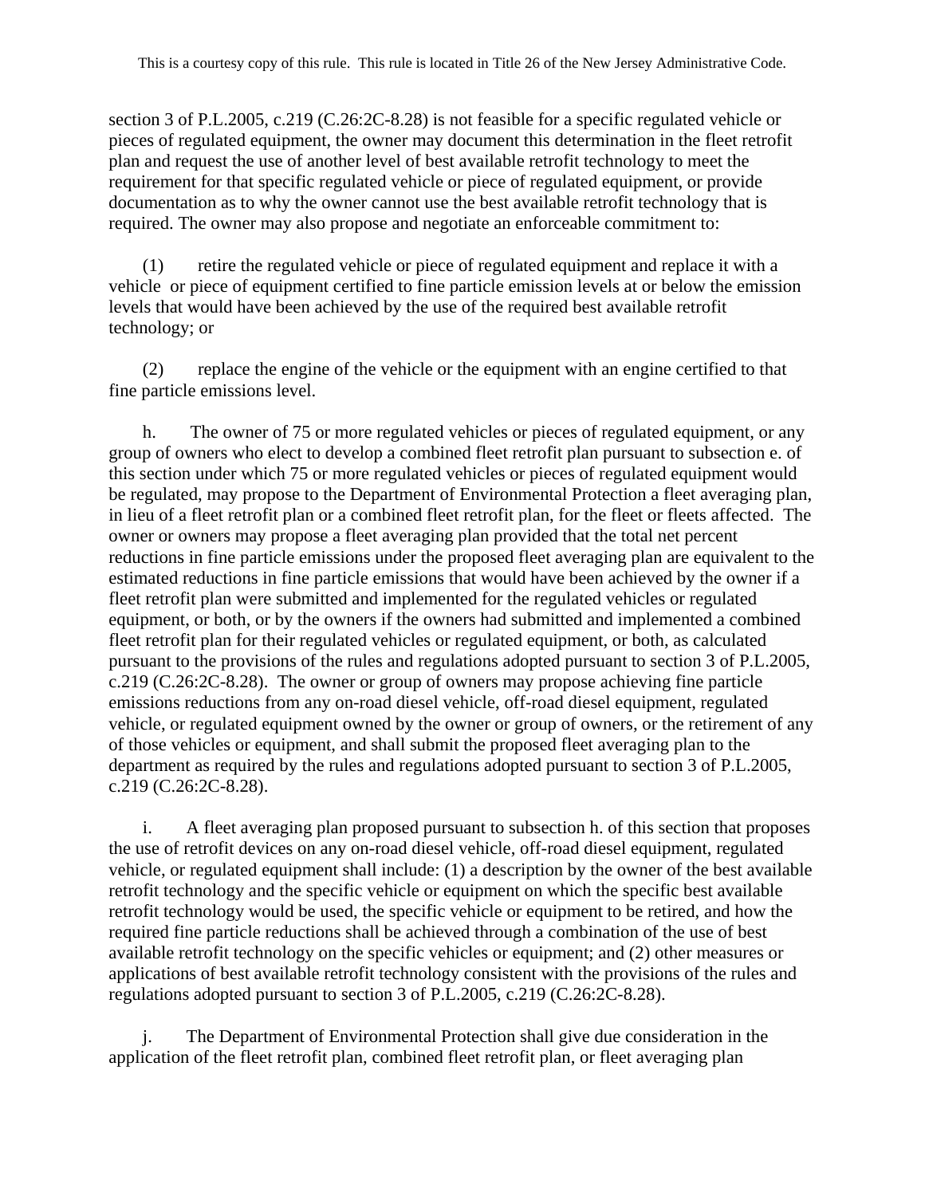section 3 of P.L.2005, c.219 (C.26:2C-8.28) is not feasible for a specific regulated vehicle or pieces of regulated equipment, the owner may document this determination in the fleet retrofit plan and request the use of another level of best available retrofit technology to meet the requirement for that specific regulated vehicle or piece of regulated equipment, or provide documentation as to why the owner cannot use the best available retrofit technology that is required. The owner may also propose and negotiate an enforceable commitment to:

(1) retire the regulated vehicle or piece of regulated equipment and replace it with a vehicle or piece of equipment certified to fine particle emission levels at or below the emission levels that would have been achieved by the use of the required best available retrofit technology; or

(2) replace the engine of the vehicle or the equipment with an engine certified to that fine particle emissions level.

h. The owner of 75 or more regulated vehicles or pieces of regulated equipment, or any group of owners who elect to develop a combined fleet retrofit plan pursuant to subsection e. of this section under which 75 or more regulated vehicles or pieces of regulated equipment would be regulated, may propose to the Department of Environmental Protection a fleet averaging plan, in lieu of a fleet retrofit plan or a combined fleet retrofit plan, for the fleet or fleets affected. The owner or owners may propose a fleet averaging plan provided that the total net percent reductions in fine particle emissions under the proposed fleet averaging plan are equivalent to the estimated reductions in fine particle emissions that would have been achieved by the owner if a fleet retrofit plan were submitted and implemented for the regulated vehicles or regulated equipment, or both, or by the owners if the owners had submitted and implemented a combined fleet retrofit plan for their regulated vehicles or regulated equipment, or both, as calculated pursuant to the provisions of the rules and regulations adopted pursuant to section 3 of P.L.2005, c.219 (C.26:2C-8.28). The owner or group of owners may propose achieving fine particle emissions reductions from any on-road diesel vehicle, off-road diesel equipment, regulated vehicle, or regulated equipment owned by the owner or group of owners, or the retirement of any of those vehicles or equipment, and shall submit the proposed fleet averaging plan to the department as required by the rules and regulations adopted pursuant to section 3 of P.L.2005, c.219 (C.26:2C-8.28).

i. A fleet averaging plan proposed pursuant to subsection h. of this section that proposes the use of retrofit devices on any on-road diesel vehicle, off-road diesel equipment, regulated vehicle, or regulated equipment shall include: (1) a description by the owner of the best available retrofit technology and the specific vehicle or equipment on which the specific best available retrofit technology would be used, the specific vehicle or equipment to be retired, and how the required fine particle reductions shall be achieved through a combination of the use of best available retrofit technology on the specific vehicles or equipment; and (2) other measures or applications of best available retrofit technology consistent with the provisions of the rules and regulations adopted pursuant to section 3 of P.L.2005, c.219 (C.26:2C-8.28).

j. The Department of Environmental Protection shall give due consideration in the application of the fleet retrofit plan, combined fleet retrofit plan, or fleet averaging plan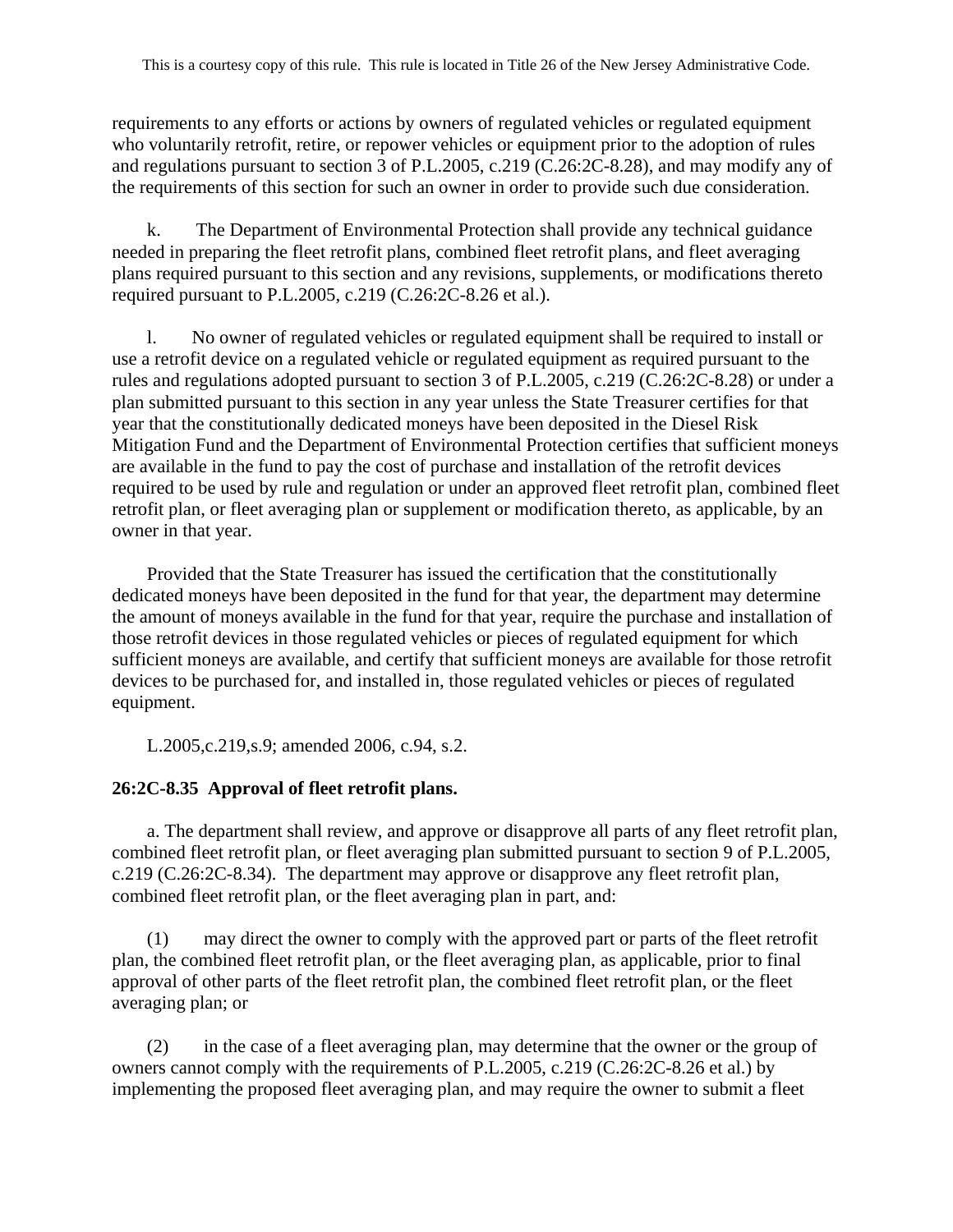requirements to any efforts or actions by owners of regulated vehicles or regulated equipment who voluntarily retrofit, retire, or repower vehicles or equipment prior to the adoption of rules and regulations pursuant to section 3 of P.L.2005, c.219 (C.26:2C-8.28), and may modify any of the requirements of this section for such an owner in order to provide such due consideration.

k. The Department of Environmental Protection shall provide any technical guidance needed in preparing the fleet retrofit plans, combined fleet retrofit plans, and fleet averaging plans required pursuant to this section and any revisions, supplements, or modifications thereto required pursuant to P.L.2005, c.219 (C.26:2C-8.26 et al.).

l. No owner of regulated vehicles or regulated equipment shall be required to install or use a retrofit device on a regulated vehicle or regulated equipment as required pursuant to the rules and regulations adopted pursuant to section 3 of P.L.2005, c.219 (C.26:2C-8.28) or under a plan submitted pursuant to this section in any year unless the State Treasurer certifies for that year that the constitutionally dedicated moneys have been deposited in the Diesel Risk Mitigation Fund and the Department of Environmental Protection certifies that sufficient moneys are available in the fund to pay the cost of purchase and installation of the retrofit devices required to be used by rule and regulation or under an approved fleet retrofit plan, combined fleet retrofit plan, or fleet averaging plan or supplement or modification thereto, as applicable, by an owner in that year.

Provided that the State Treasurer has issued the certification that the constitutionally dedicated moneys have been deposited in the fund for that year, the department may determine the amount of moneys available in the fund for that year, require the purchase and installation of those retrofit devices in those regulated vehicles or pieces of regulated equipment for which sufficient moneys are available, and certify that sufficient moneys are available for those retrofit devices to be purchased for, and installed in, those regulated vehicles or pieces of regulated equipment.

L.2005,c.219,s.9; amended 2006, c.94, s.2.

**26:2C-8.35 Approval of fleet retrofit plans.**

a. The department shall review, and approve or disapprove all parts of any fleet retrofit plan, combined fleet retrofit plan, or fleet averaging plan submitted pursuant to section 9 of P.L.2005, c.219 (C.26:2C-8.34). The department may approve or disapprove any fleet retrofit plan, combined fleet retrofit plan, or the fleet averaging plan in part, and:

(1) may direct the owner to comply with the approved part or parts of the fleet retrofit plan, the combined fleet retrofit plan, or the fleet averaging plan, as applicable, prior to final approval of other parts of the fleet retrofit plan, the combined fleet retrofit plan, or the fleet averaging plan; or

(2) in the case of a fleet averaging plan, may determine that the owner or the group of owners cannot comply with the requirements of P.L.2005, c.219 (C.26:2C-8.26 et al.) by implementing the proposed fleet averaging plan, and may require the owner to submit a fleet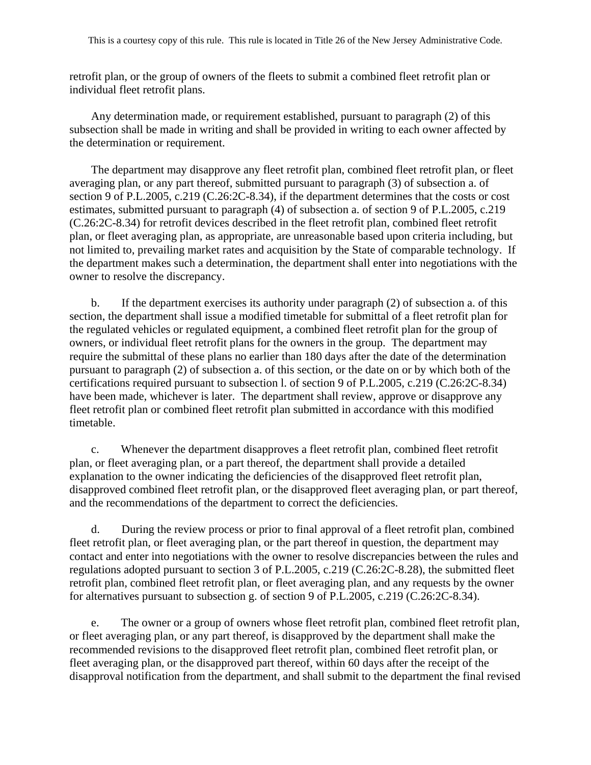retrofit plan, or the group of owners of the fleets to submit a combined fleet retrofit plan or individual fleet retrofit plans.

Any determination made, or requirement established, pursuant to paragraph (2) of this subsection shall be made in writing and shall be provided in writing to each owner affected by the determination or requirement.

The department may disapprove any fleet retrofit plan, combined fleet retrofit plan, or fleet averaging plan, or any part thereof, submitted pursuant to paragraph (3) of subsection a. of section 9 of P.L.2005, c.219 (C.26:2C-8.34), if the department determines that the costs or cost estimates, submitted pursuant to paragraph (4) of subsection a. of section 9 of P.L.2005, c.219 (C.26:2C-8.34) for retrofit devices described in the fleet retrofit plan, combined fleet retrofit plan, or fleet averaging plan, as appropriate, are unreasonable based upon criteria including, but not limited to, prevailing market rates and acquisition by the State of comparable technology. If the department makes such a determination, the department shall enter into negotiations with the owner to resolve the discrepancy.

b. If the department exercises its authority under paragraph (2) of subsection a. of this section, the department shall issue a modified timetable for submittal of a fleet retrofit plan for the regulated vehicles or regulated equipment, a combined fleet retrofit plan for the group of owners, or individual fleet retrofit plans for the owners in the group. The department may require the submittal of these plans no earlier than 180 days after the date of the determination pursuant to paragraph (2) of subsection a. of this section, or the date on or by which both of the certifications required pursuant to subsection l. of section 9 of P.L.2005, c.219 (C.26:2C-8.34) have been made, whichever is later. The department shall review, approve or disapprove any fleet retrofit plan or combined fleet retrofit plan submitted in accordance with this modified timetable.

c. Whenever the department disapproves a fleet retrofit plan, combined fleet retrofit plan, or fleet averaging plan, or a part thereof, the department shall provide a detailed explanation to the owner indicating the deficiencies of the disapproved fleet retrofit plan, disapproved combined fleet retrofit plan, or the disapproved fleet averaging plan, or part thereof, and the recommendations of the department to correct the deficiencies.

d. During the review process or prior to final approval of a fleet retrofit plan, combined fleet retrofit plan, or fleet averaging plan, or the part thereof in question, the department may contact and enter into negotiations with the owner to resolve discrepancies between the rules and regulations adopted pursuant to section 3 of P.L.2005, c.219 (C.26:2C-8.28), the submitted fleet retrofit plan, combined fleet retrofit plan, or fleet averaging plan, and any requests by the owner for alternatives pursuant to subsection g. of section 9 of P.L.2005, c.219 (C.26:2C-8.34).

e. The owner or a group of owners whose fleet retrofit plan, combined fleet retrofit plan, or fleet averaging plan, or any part thereof, is disapproved by the department shall make the recommended revisions to the disapproved fleet retrofit plan, combined fleet retrofit plan, or fleet averaging plan, or the disapproved part thereof, within 60 days after the receipt of the disapproval notification from the department, and shall submit to the department the final revised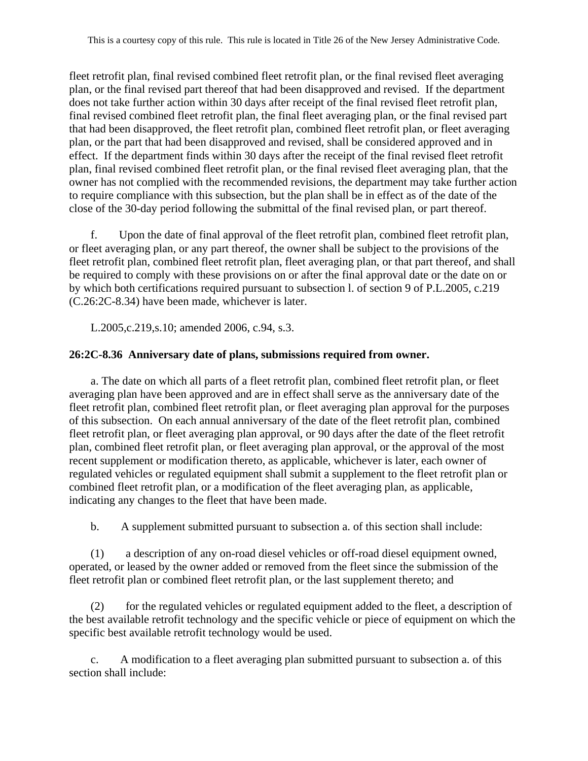fleet retrofit plan, final revised combined fleet retrofit plan, or the final revised fleet averaging plan, or the final revised part thereof that had been disapproved and revised. If the department does not take further action within 30 days after receipt of the final revised fleet retrofit plan, final revised combined fleet retrofit plan, the final fleet averaging plan, or the final revised part that had been disapproved, the fleet retrofit plan, combined fleet retrofit plan, or fleet averaging plan, or the part that had been disapproved and revised, shall be considered approved and in effect. If the department finds within 30 days after the receipt of the final revised fleet retrofit plan, final revised combined fleet retrofit plan, or the final revised fleet averaging plan, that the owner has not complied with the recommended revisions, the department may take further action to require compliance with this subsection, but the plan shall be in effect as of the date of the close of the 30-day period following the submittal of the final revised plan, or part thereof.

f. Upon the date of final approval of the fleet retrofit plan, combined fleet retrofit plan, or fleet averaging plan, or any part thereof, the owner shall be subject to the provisions of the fleet retrofit plan, combined fleet retrofit plan, fleet averaging plan, or that part thereof, and shall be required to comply with these provisions on or after the final approval date or the date on or by which both certifications required pursuant to subsection l. of section 9 of P.L.2005, c.219 (C.26:2C-8.34) have been made, whichever is later.

L.2005,c.219,s.10; amended 2006, c.94, s.3.

**26:2C-8.36 Anniversary date of plans, submissions required from owner.**

a. The date on which all parts of a fleet retrofit plan, combined fleet retrofit plan, or fleet averaging plan have been approved and are in effect shall serve as the anniversary date of the fleet retrofit plan, combined fleet retrofit plan, or fleet averaging plan approval for the purposes of this subsection. On each annual anniversary of the date of the fleet retrofit plan, combined fleet retrofit plan, or fleet averaging plan approval, or 90 days after the date of the fleet retrofit plan, combined fleet retrofit plan, or fleet averaging plan approval, or the approval of the most recent supplement or modification thereto, as applicable, whichever is later, each owner of regulated vehicles or regulated equipment shall submit a supplement to the fleet retrofit plan or combined fleet retrofit plan, or a modification of the fleet averaging plan, as applicable, indicating any changes to the fleet that have been made.

b. A supplement submitted pursuant to subsection a. of this section shall include:

(1) a description of any on-road diesel vehicles or off-road diesel equipment owned, operated, or leased by the owner added or removed from the fleet since the submission of the fleet retrofit plan or combined fleet retrofit plan, or the last supplement thereto; and

(2) for the regulated vehicles or regulated equipment added to the fleet, a description of the best available retrofit technology and the specific vehicle or piece of equipment on which the specific best available retrofit technology would be used.

c. A modification to a fleet averaging plan submitted pursuant to subsection a. of this section shall include: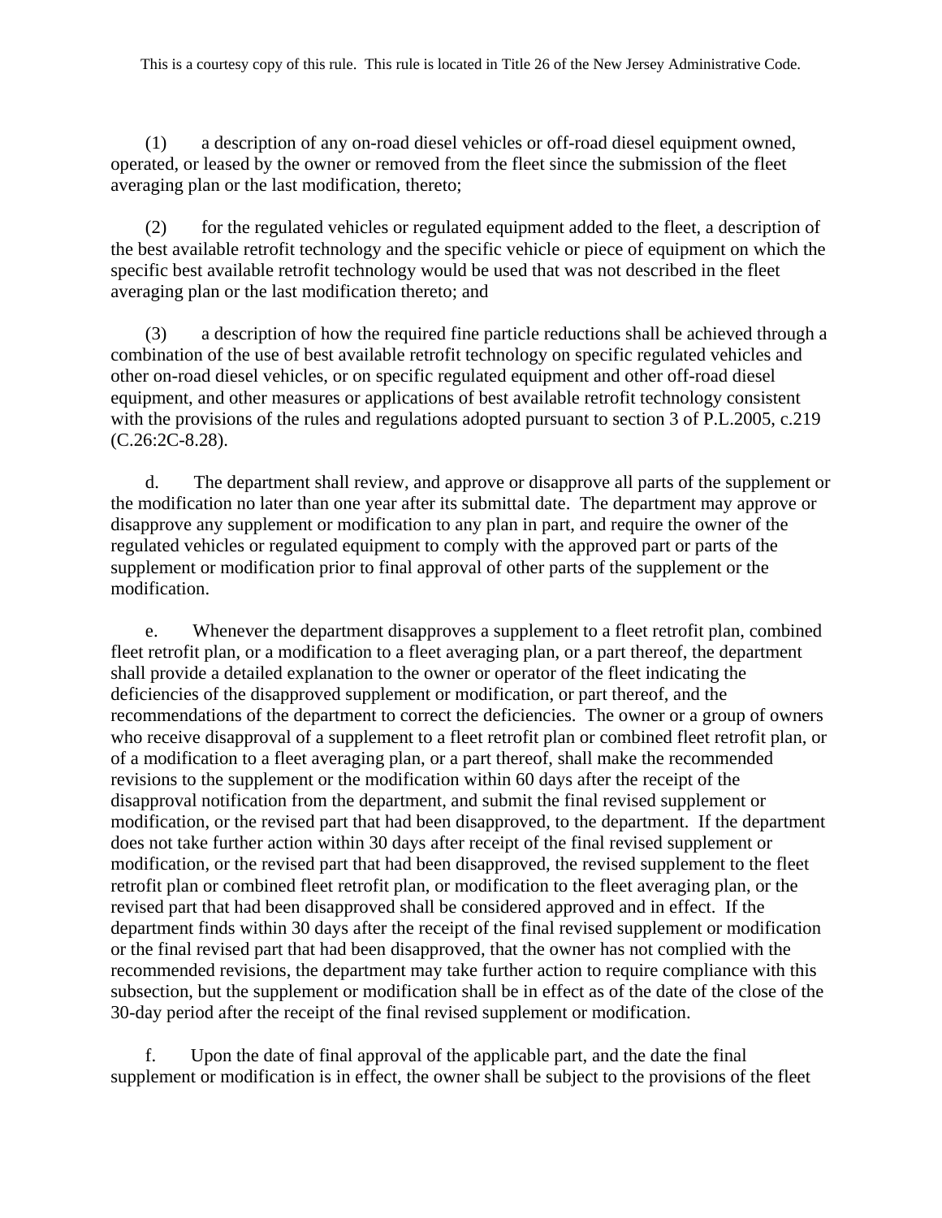(1) a description of any on-road diesel vehicles or off-road diesel equipment owned, operated, or leased by the owner or removed from the fleet since the submission of the fleet averaging plan or the last modification, thereto;

(2) for the regulated vehicles or regulated equipment added to the fleet, a description of the best available retrofit technology and the specific vehicle or piece of equipment on which the specific best available retrofit technology would be used that was not described in the fleet averaging plan or the last modification thereto; and

(3) a description of how the required fine particle reductions shall be achieved through a combination of the use of best available retrofit technology on specific regulated vehicles and other on-road diesel vehicles, or on specific regulated equipment and other off-road diesel equipment, and other measures or applications of best available retrofit technology consistent with the provisions of the rules and regulations adopted pursuant to section 3 of P.L.2005, c.219 (C.26:2C-8.28).

d. The department shall review, and approve or disapprove all parts of the supplement or the modification no later than one year after its submittal date. The department may approve or disapprove any supplement or modification to any plan in part, and require the owner of the regulated vehicles or regulated equipment to comply with the approved part or parts of the supplement or modification prior to final approval of other parts of the supplement or the modification.

e. Whenever the department disapproves a supplement to a fleet retrofit plan, combined fleet retrofit plan, or a modification to a fleet averaging plan, or a part thereof, the department shall provide a detailed explanation to the owner or operator of the fleet indicating the deficiencies of the disapproved supplement or modification, or part thereof, and the recommendations of the department to correct the deficiencies. The owner or a group of owners who receive disapproval of a supplement to a fleet retrofit plan or combined fleet retrofit plan, or of a modification to a fleet averaging plan, or a part thereof, shall make the recommended revisions to the supplement or the modification within 60 days after the receipt of the disapproval notification from the department, and submit the final revised supplement or modification, or the revised part that had been disapproved, to the department. If the department does not take further action within 30 days after receipt of the final revised supplement or modification, or the revised part that had been disapproved, the revised supplement to the fleet retrofit plan or combined fleet retrofit plan, or modification to the fleet averaging plan, or the revised part that had been disapproved shall be considered approved and in effect. If the department finds within 30 days after the receipt of the final revised supplement or modification or the final revised part that had been disapproved, that the owner has not complied with the recommended revisions, the department may take further action to require compliance with this subsection, but the supplement or modification shall be in effect as of the date of the close of the 30-day period after the receipt of the final revised supplement or modification.

f. Upon the date of final approval of the applicable part, and the date the final supplement or modification is in effect, the owner shall be subject to the provisions of the fleet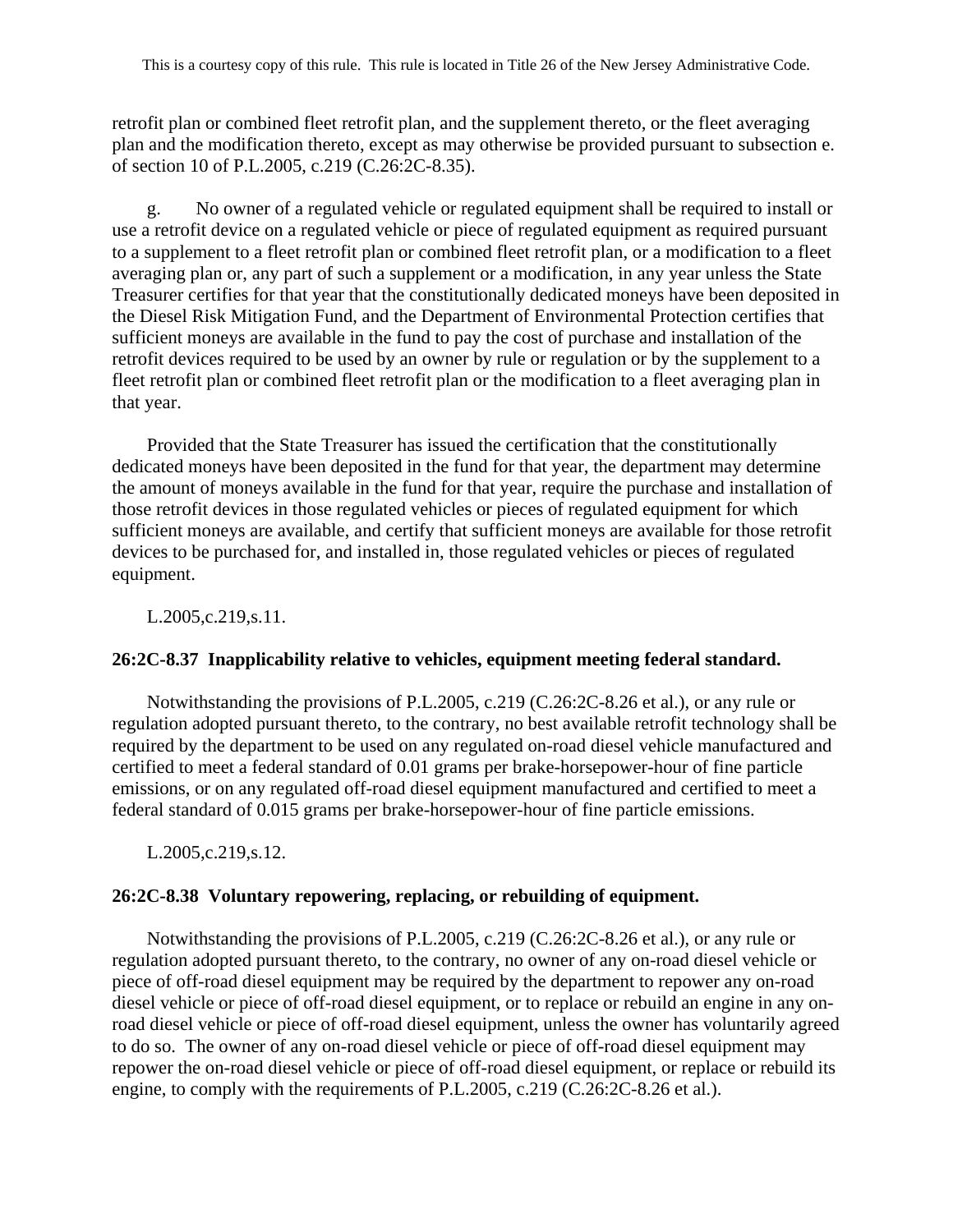retrofit plan or combined fleet retrofit plan, and the supplement thereto, or the fleet averaging plan and the modification thereto, except as may otherwise be provided pursuant to subsection e. of section 10 of P.L.2005, c.219 (C.26:2C-8.35).

g. No owner of a regulated vehicle or regulated equipment shall be required to install or use a retrofit device on a regulated vehicle or piece of regulated equipment as required pursuant to a supplement to a fleet retrofit plan or combined fleet retrofit plan, or a modification to a fleet averaging plan or, any part of such a supplement or a modification, in any year unless the State Treasurer certifies for that year that the constitutionally dedicated moneys have been deposited in the Diesel Risk Mitigation Fund, and the Department of Environmental Protection certifies that sufficient moneys are available in the fund to pay the cost of purchase and installation of the retrofit devices required to be used by an owner by rule or regulation or by the supplement to a fleet retrofit plan or combined fleet retrofit plan or the modification to a fleet averaging plan in that year.

Provided that the State Treasurer has issued the certification that the constitutionally dedicated moneys have been deposited in the fund for that year, the department may determine the amount of moneys available in the fund for that year, require the purchase and installation of those retrofit devices in those regulated vehicles or pieces of regulated equipment for which sufficient moneys are available, and certify that sufficient moneys are available for those retrofit devices to be purchased for, and installed in, those regulated vehicles or pieces of regulated equipment.

L.2005,c.219,s.11.

**26:2C-8.37 Inapplicability relative to vehicles, equipment meeting federal standard.**

Notwithstanding the provisions of P.L.2005, c.219 (C.26:2C-8.26 et al.), or any rule or regulation adopted pursuant thereto, to the contrary, no best available retrofit technology shall be required by the department to be used on any regulated on-road diesel vehicle manufactured and certified to meet a federal standard of 0.01 grams per brake-horsepower-hour of fine particle emissions, or on any regulated off-road diesel equipment manufactured and certified to meet a federal standard of 0.015 grams per brake-horsepower-hour of fine particle emissions.

L.2005,c.219,s.12.

**26:2C-8.38 Voluntary repowering, replacing, or rebuilding of equipment.**

Notwithstanding the provisions of P.L.2005, c.219 (C.26:2C-8.26 et al.), or any rule or regulation adopted pursuant thereto, to the contrary, no owner of any on-road diesel vehicle or piece of off-road diesel equipment may be required by the department to repower any on-road diesel vehicle or piece of off-road diesel equipment, or to replace or rebuild an engine in any on-road diesel vehicle or piece of off-road diesel equipment, unless the owner has voluntarily agreed to do so. The owner of any on-road diesel vehicle or piece of off-road diesel equipment may repower the on-road diesel vehicle or piece of off-road diesel equipment, or replace or rebuild its engine, to comply with the requirements of P.L.2005, c.219 (C.26:2C-8.26 et al.).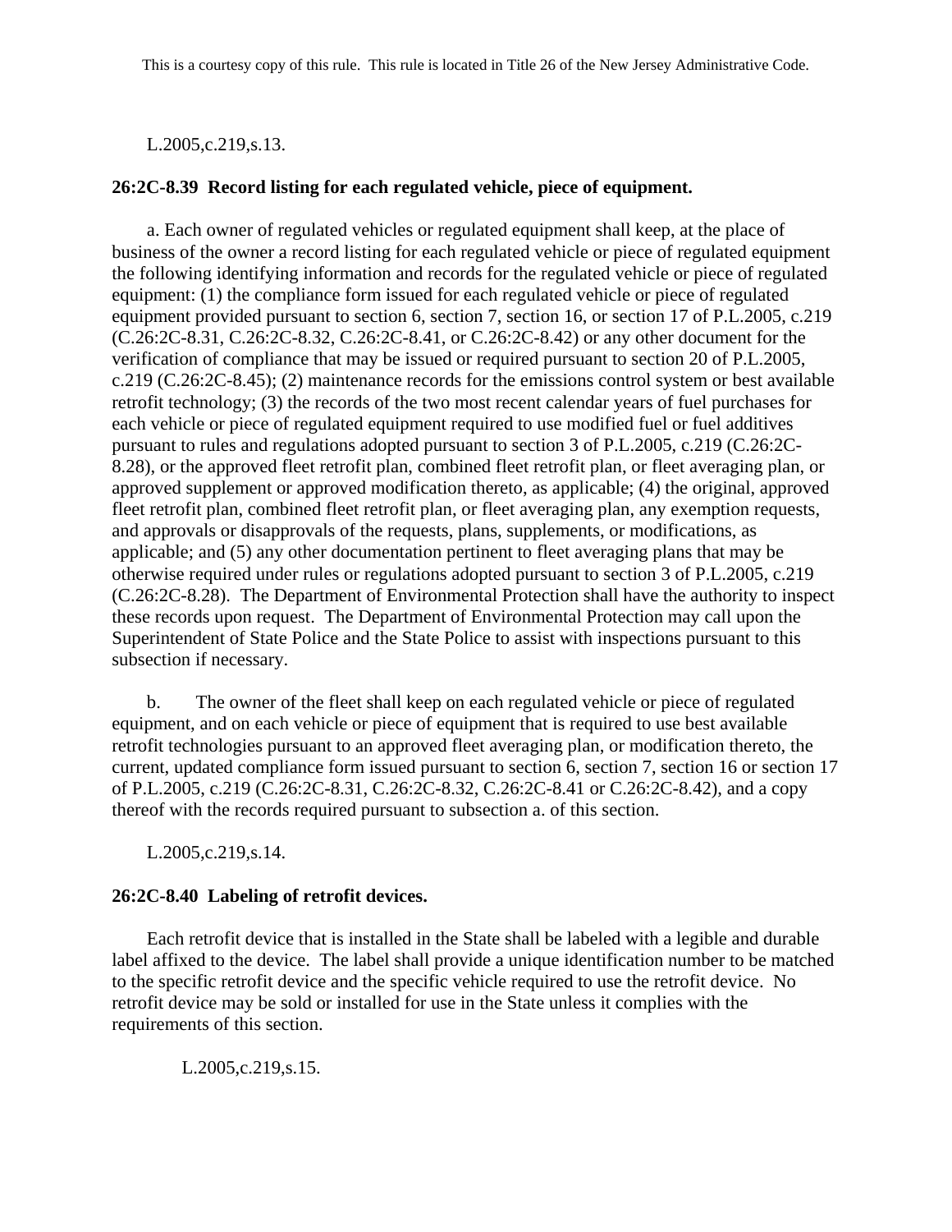L.2005,c.219,s.13.

**26:2C-8.39 Record listing for each regulated vehicle, piece of equipment.**

a. Each owner of regulated vehicles or regulated equipment shall keep, at the place of business of the owner a record listing for each regulated vehicle or piece of regulated equipment the following identifying information and records for the regulated vehicle or piece of regulated equipment: (1) the compliance form issued for each regulated vehicle or piece of regulated equipment provided pursuant to section 6, section 7, section 16, or section 17 of P.L.2005, c.219 (C.26:2C-8.31, C.26:2C-8.32, C.26:2C-8.41, or C.26:2C-8.42) or any other document for the verification of compliance that may be issued or required pursuant to section 20 of P.L.2005, c.219 (C.26:2C-8.45); (2) maintenance records for the emissions control system or best available retrofit technology; (3) the records of the two most recent calendar years of fuel purchases for each vehicle or piece of regulated equipment required to use modified fuel or fuel additives pursuant to rules and regulations adopted pursuant to section 3 of P.L.2005, c.219 (C.26:2C-8.28), or the approved fleet retrofit plan, combined fleet retrofit plan, or fleet averaging plan, or approved supplement or approved modification thereto, as applicable; (4) the original, approved fleet retrofit plan, combined fleet retrofit plan, or fleet averaging plan, any exemption requests, and approvals or disapprovals of the requests, plans, supplements, or modifications, as applicable; and (5) any other documentation pertinent to fleet averaging plans that may be otherwise required under rules or regulations adopted pursuant to section 3 of P.L.2005, c.219 (C.26:2C-8.28). The Department of Environmental Protection shall have the authority to inspect these records upon request. The Department of Environmental Protection may call upon the Superintendent of State Police and the State Police to assist with inspections pursuant to this subsection if necessary.

b. The owner of the fleet shall keep on each regulated vehicle or piece of regulated equipment, and on each vehicle or piece of equipment that is required to use best available retrofit technologies pursuant to an approved fleet averaging plan, or modification thereto, the current, updated compliance form issued pursuant to section 6, section 7, section 16 or section 17 of P.L.2005, c.219 (C.26:2C-8.31, C.26:2C-8.32, C.26:2C-8.41 or C.26:2C-8.42), and a copy thereof with the records required pursuant to subsection a. of this section.

L.2005,c.219,s.14.

**26:2C-8.40 Labeling of retrofit devices.**

Each retrofit device that is installed in the State shall be labeled with a legible and durable label affixed to the device. The label shall provide a unique identification number to be matched to the specific retrofit device and the specific vehicle required to use the retrofit device. No retrofit device may be sold or installed for use in the State unless it complies with the requirements of this section.

L.2005,c.219,s.15.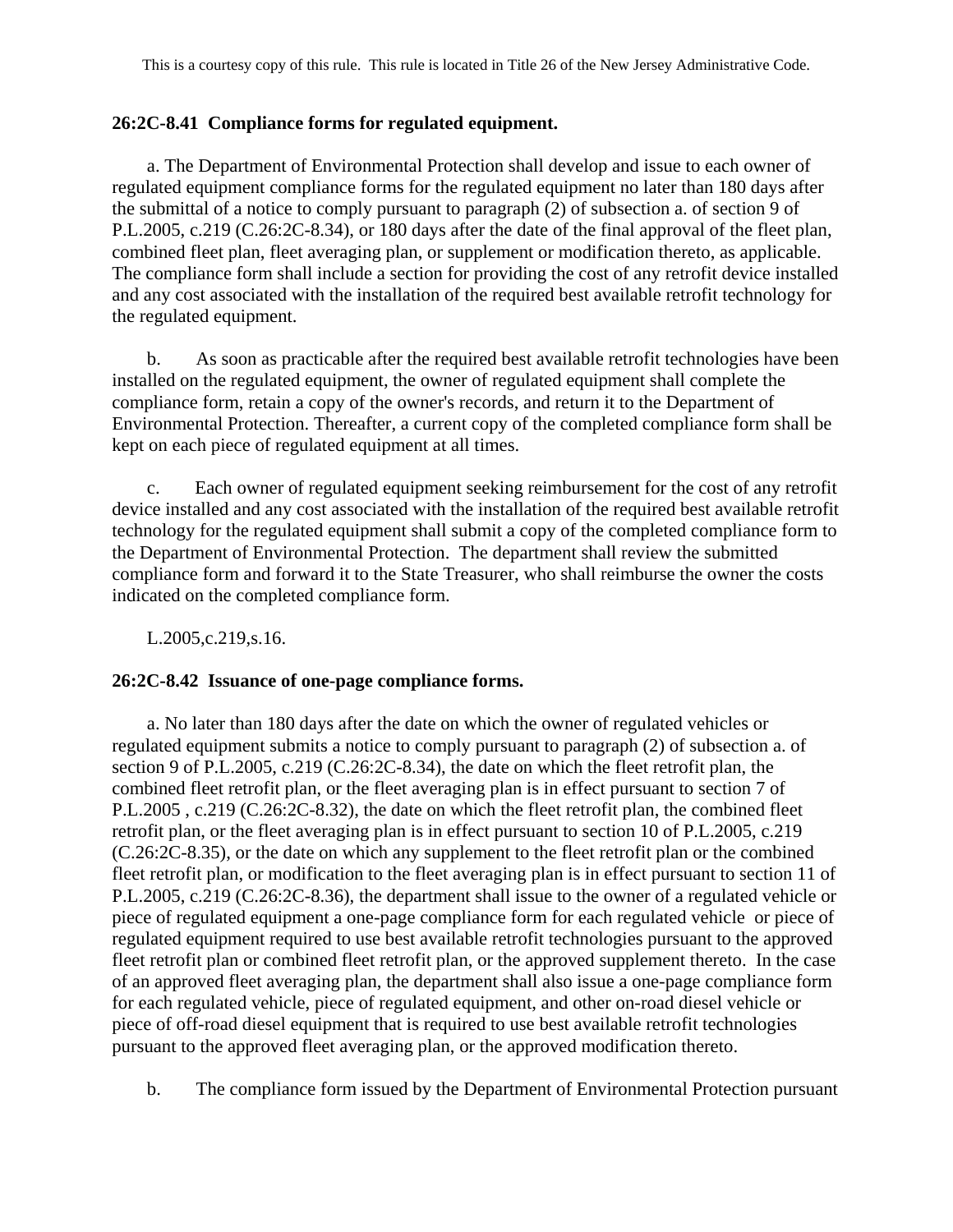This is a courtesy copy of this rule. This rule is located in Title 26 of the New Jersey Administrative Code.

**26:2C-8.41 Compliance forms for regulated equipment.**

a. The Department of Environmental Protection shall develop and issue to each owner of regulated equipment compliance forms for the regulated equipment no later than 180 days after the submittal of a notice to comply pursuant to paragraph (2) of subsection a. of section 9 of P.L.2005, c.219 (C.26:2C-8.34), or 180 days after the date of the final approval of the fleet plan, combined fleet plan, fleet averaging plan, or supplement or modification thereto, as applicable. The compliance form shall include a section for providing the cost of any retrofit device installed and any cost associated with the installation of the required best available retrofit technology for the regulated equipment.

b. As soon as practicable after the required best available retrofit technologies have been installed on the regulated equipment, the owner of regulated equipment shall complete the compliance form, retain a copy of the owner's records, and return it to the Department of Environmental Protection. Thereafter, a current copy of the completed compliance form shall be kept on each piece of regulated equipment at all times.

c. Each owner of regulated equipment seeking reimbursement for the cost of any retrofit device installed and any cost associated with the installation of the required best available retrofit technology for the regulated equipment shall submit a copy of the completed compliance form to the Department of Environmental Protection. The department shall review the submitted compliance form and forward it to the State Treasurer, who shall reimburse the owner the costs indicated on the completed compliance form.

L.2005,c.219,s.16.

**26:2C-8.42 Issuance of one-page compliance forms.**

a. No later than 180 days after the date on which the owner of regulated vehicles or regulated equipment submits a notice to comply pursuant to paragraph (2) of subsection a. of section 9 of P.L.2005, c.219 (C.26:2C-8.34), the date on which the fleet retrofit plan, the combined fleet retrofit plan, or the fleet averaging plan is in effect pursuant to section 7 of P.L.2005 , c.219 (C.26:2C-8.32), the date on which the fleet retrofit plan, the combined fleet retrofit plan, or the fleet averaging plan is in effect pursuant to section 10 of P.L.2005, c.219 (C.26:2C-8.35), or the date on which any supplement to the fleet retrofit plan or the combined fleet retrofit plan, or modification to the fleet averaging plan is in effect pursuant to section 11 of P.L.2005, c.219 (C.26:2C-8.36), the department shall issue to the owner of a regulated vehicle or piece of regulated equipment a one-page compliance form for each regulated vehicle or piece of regulated equipment required to use best available retrofit technologies pursuant to the approved fleet retrofit plan or combined fleet retrofit plan, or the approved supplement thereto. In the case of an approved fleet averaging plan, the department shall also issue a one-page compliance form for each regulated vehicle, piece of regulated equipment, and other on-road diesel vehicle or piece of off-road diesel equipment that is required to use best available retrofit technologies pursuant to the approved fleet averaging plan, or the approved modification thereto.

b. The compliance form issued by the Department of Environmental Protection pursuant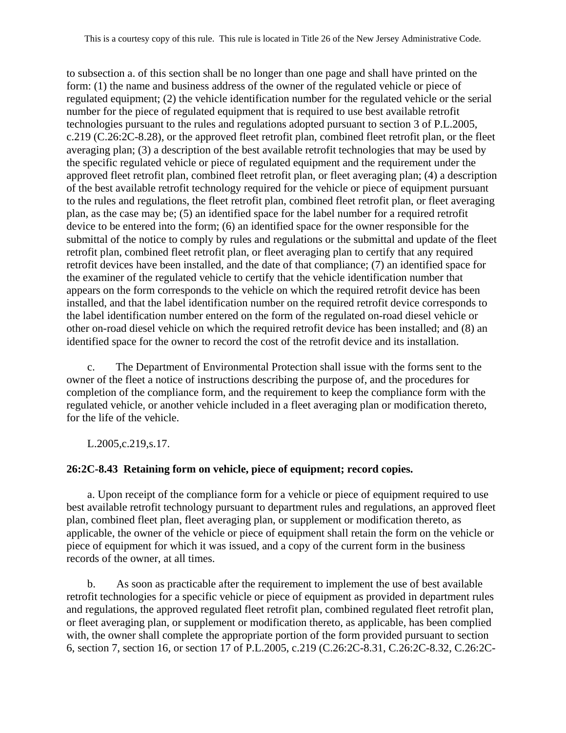to subsection a. of this section shall be no longer than one page and shall have printed on the form: (1) the name and business address of the owner of the regulated vehicle or piece of regulated equipment; (2) the vehicle identification number for the regulated vehicle or the serial number for the piece of regulated equipment that is required to use best available retrofit technologies pursuant to the rules and regulations adopted pursuant to section 3 of P.L.2005, c.219 (C.26:2C-8.28), or the approved fleet retrofit plan, combined fleet retrofit plan, or the fleet averaging plan; (3) a description of the best available retrofit technologies that may be used by the specific regulated vehicle or piece of regulated equipment and the requirement under the approved fleet retrofit plan, combined fleet retrofit plan, or fleet averaging plan; (4) a description of the best available retrofit technology required for the vehicle or piece of equipment pursuant to the rules and regulations, the fleet retrofit plan, combined fleet retrofit plan, or fleet averaging plan, as the case may be; (5) an identified space for the label number for a required retrofit device to be entered into the form; (6) an identified space for the owner responsible for the submittal of the notice to comply by rules and regulations or the submittal and update of the fleet retrofit plan, combined fleet retrofit plan, or fleet averaging plan to certify that any required retrofit devices have been installed, and the date of that compliance; (7) an identified space for the examiner of the regulated vehicle to certify that the vehicle identification number that appears on the form corresponds to the vehicle on which the required retrofit device has been installed, and that the label identification number on the required retrofit device corresponds to the label identification number entered on the form of the regulated on-road diesel vehicle or other on-road diesel vehicle on which the required retrofit device has been installed; and (8) an identified space for the owner to record the cost of the retrofit device and its installation.

c. The Department of Environmental Protection shall issue with the forms sent to the owner of the fleet a notice of instructions describing the purpose of, and the procedures for completion of the compliance form, and the requirement to keep the compliance form with the regulated vehicle, or another vehicle included in a fleet averaging plan or modification thereto, for the life of the vehicle.

L.2005,c.219,s.17.

**26:2C-8.43 Retaining form on vehicle, piece of equipment; record copies.**

a. Upon receipt of the compliance form for a vehicle or piece of equipment required to use best available retrofit technology pursuant to department rules and regulations, an approved fleet plan, combined fleet plan, fleet averaging plan, or supplement or modification thereto, as applicable, the owner of the vehicle or piece of equipment shall retain the form on the vehicle or piece of equipment for which it was issued, and a copy of the current form in the business records of the owner, at all times.

b. As soon as practicable after the requirement to implement the use of best available retrofit technologies for a specific vehicle or piece of equipment as provided in department rules and regulations, the approved regulated fleet retrofit plan, combined regulated fleet retrofit plan, or fleet averaging plan, or supplement or modification thereto, as applicable, has been complied with, the owner shall complete the appropriate portion of the form provided pursuant to section 6, section 7, section 16, or section 17 of P.L.2005, c.219 (C.26:2C-8.31, C.26:2C-8.32, C.26:2C-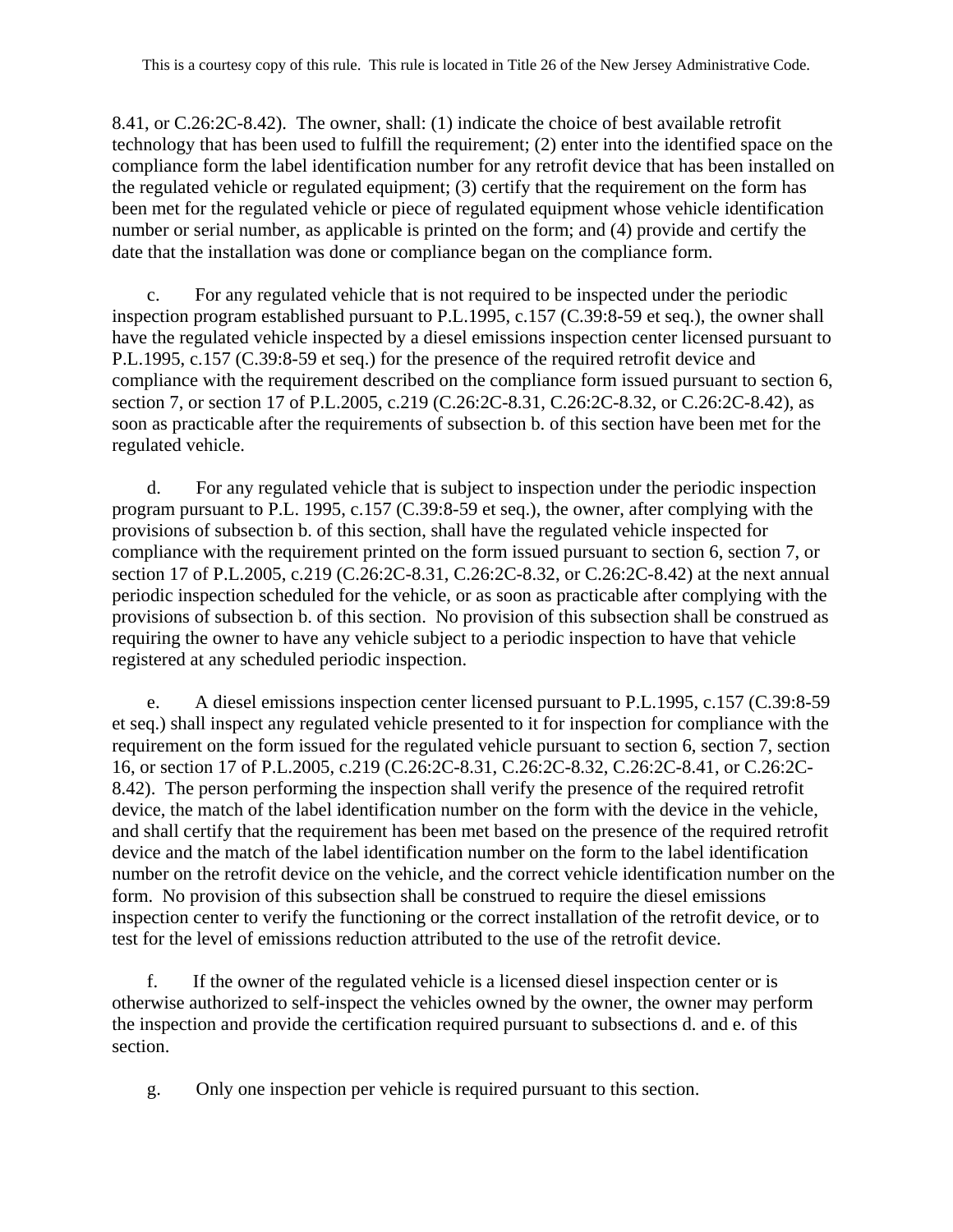8.41, or C.26:2C-8.42). The owner, shall: (1) indicate the choice of best available retrofit technology that has been used to fulfill the requirement; (2) enter into the identified space on the compliance form the label identification number for any retrofit device that has been installed on the regulated vehicle or regulated equipment; (3) certify that the requirement on the form has been met for the regulated vehicle or piece of regulated equipment whose vehicle identification number or serial number, as applicable is printed on the form; and (4) provide and certify the date that the installation was done or compliance began on the compliance form.

c. For any regulated vehicle that is not required to be inspected under the periodic inspection program established pursuant to P.L.1995, c.157 (C.39:8-59 et seq.), the owner shall have the regulated vehicle inspected by a diesel emissions inspection center licensed pursuant to P.L.1995, c.157 (C.39:8-59 et seq.) for the presence of the required retrofit device and compliance with the requirement described on the compliance form issued pursuant to section 6, section 7, or section 17 of P.L.2005, c.219 (C.26:2C-8.31, C.26:2C-8.32, or C.26:2C-8.42), as soon as practicable after the requirements of subsection b. of this section have been met for the regulated vehicle.

d. For any regulated vehicle that is subject to inspection under the periodic inspection program pursuant to P.L. 1995, c.157 (C.39:8-59 et seq.), the owner, after complying with the provisions of subsection b. of this section, shall have the regulated vehicle inspected for compliance with the requirement printed on the form issued pursuant to section 6, section 7, or section 17 of P.L.2005, c.219 (C.26:2C-8.31, C.26:2C-8.32, or C.26:2C-8.42) at the next annual periodic inspection scheduled for the vehicle, or as soon as practicable after complying with the provisions of subsection b. of this section. No provision of this subsection shall be construed as requiring the owner to have any vehicle subject to a periodic inspection to have that vehicle registered at any scheduled periodic inspection.

e. A diesel emissions inspection center licensed pursuant to P.L.1995, c.157 (C.39:8-59 et seq.) shall inspect any regulated vehicle presented to it for inspection for compliance with the requirement on the form issued for the regulated vehicle pursuant to section 6, section 7, section 16, or section 17 of P.L.2005, c.219 (C.26:2C-8.31, C.26:2C-8.32, C.26:2C-8.41, or C.26:2C-8.42). The person performing the inspection shall verify the presence of the required retrofit device, the match of the label identification number on the form with the device in the vehicle, and shall certify that the requirement has been met based on the presence of the required retrofit device and the match of the label identification number on the form to the label identification number on the retrofit device on the vehicle, and the correct vehicle identification number on the form. No provision of this subsection shall be construed to require the diesel emissions inspection center to verify the functioning or the correct installation of the retrofit device, or to test for the level of emissions reduction attributed to the use of the retrofit device.

f. If the owner of the regulated vehicle is a licensed diesel inspection center or is otherwise authorized to self-inspect the vehicles owned by the owner, the owner may perform the inspection and provide the certification required pursuant to subsections d. and e. of this section.

g. Only one inspection per vehicle is required pursuant to this section.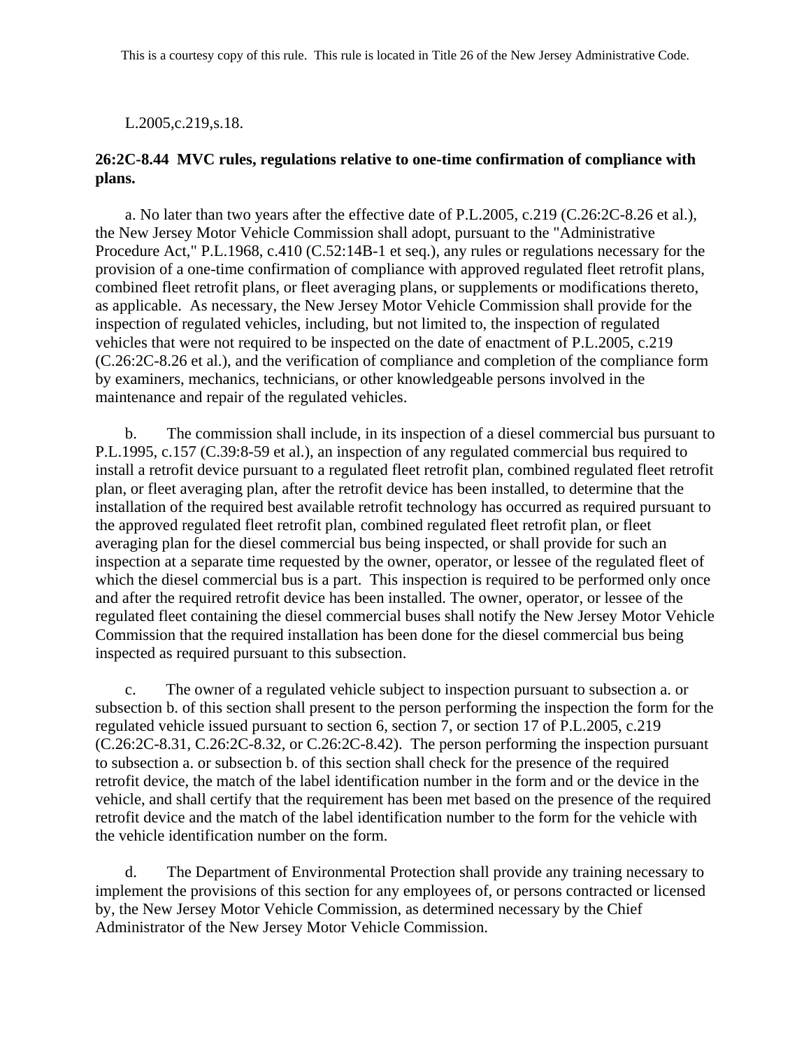L.2005,c.219,s.18.

**26:2C-8.44 MVC rules, regulations relative to one-time confirmation of compliance with plans.**

a. No later than two years after the effective date of P.L.2005, c.219 (C.26:2C-8.26 et al.), the New Jersey Motor Vehicle Commission shall adopt, pursuant to the "Administrative Procedure Act," P.L.1968, c.410 (C.52:14B-1 et seq.), any rules or regulations necessary for the provision of a one-time confirmation of compliance with approved regulated fleet retrofit plans, combined fleet retrofit plans, or fleet averaging plans, or supplements or modifications thereto, as applicable. As necessary, the New Jersey Motor Vehicle Commission shall provide for the inspection of regulated vehicles, including, but not limited to, the inspection of regulated vehicles that were not required to be inspected on the date of enactment of P.L.2005, c.219 (C.26:2C-8.26 et al.), and the verification of compliance and completion of the compliance form by examiners, mechanics, technicians, or other knowledgeable persons involved in the maintenance and repair of the regulated vehicles.

b. The commission shall include, in its inspection of a diesel commercial bus pursuant to P.L.1995, c.157 (C.39:8-59 et al.), an inspection of any regulated commercial bus required to install a retrofit device pursuant to a regulated fleet retrofit plan, combined regulated fleet retrofit plan, or fleet averaging plan, after the retrofit device has been installed, to determine that the installation of the required best available retrofit technology has occurred as required pursuant to the approved regulated fleet retrofit plan, combined regulated fleet retrofit plan, or fleet averaging plan for the diesel commercial bus being inspected, or shall provide for such an inspection at a separate time requested by the owner, operator, or lessee of the regulated fleet of which the diesel commercial bus is a part. This inspection is required to be performed only once and after the required retrofit device has been installed. The owner, operator, or lessee of the regulated fleet containing the diesel commercial buses shall notify the New Jersey Motor Vehicle Commission that the required installation has been done for the diesel commercial bus being inspected as required pursuant to this subsection.

c. The owner of a regulated vehicle subject to inspection pursuant to subsection a. or subsection b. of this section shall present to the person performing the inspection the form for the regulated vehicle issued pursuant to section 6, section 7, or section 17 of P.L.2005, c.219 (C.26:2C-8.31, C.26:2C-8.32, or C.26:2C-8.42). The person performing the inspection pursuant to subsection a. or subsection b. of this section shall check for the presence of the required retrofit device, the match of the label identification number in the form and or the device in the vehicle, and shall certify that the requirement has been met based on the presence of the required retrofit device and the match of the label identification number to the form for the vehicle with the vehicle identification number on the form.

d. The Department of Environmental Protection shall provide any training necessary to implement the provisions of this section for any employees of, or persons contracted or licensed by, the New Jersey Motor Vehicle Commission, as determined necessary by the Chief Administrator of the New Jersey Motor Vehicle Commission.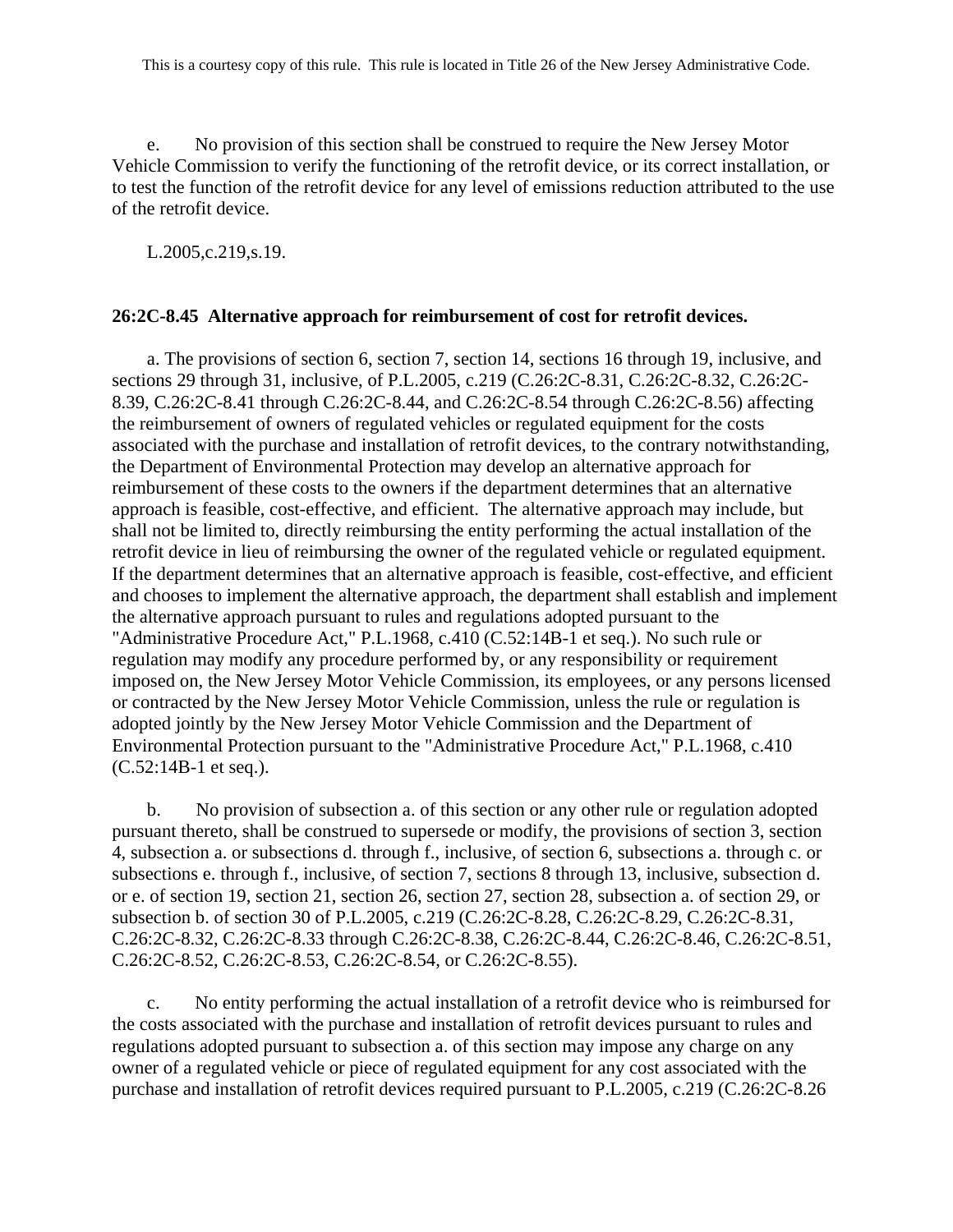e. No provision of this section shall be construed to require the New Jersey Motor Vehicle Commission to verify the functioning of the retrofit device, or its correct installation, or to test the function of the retrofit device for any level of emissions reduction attributed to the use of the retrofit device.

L.2005,c.219,s.19.

**26:2C-8.45 Alternative approach for reimbursement of cost for retrofit devices.**

a. The provisions of section 6, section 7, section 14, sections 16 through 19, inclusive, and sections 29 through 31, inclusive, of P.L.2005, c.219 (C.26:2C-8.31, C.26:2C-8.32, C.26:2C-8.39, C.26:2C-8.41 through C.26:2C-8.44, and C.26:2C-8.54 through C.26:2C-8.56) affecting the reimbursement of owners of regulated vehicles or regulated equipment for the costs associated with the purchase and installation of retrofit devices, to the contrary notwithstanding, the Department of Environmental Protection may develop an alternative approach for reimbursement of these costs to the owners if the department determines that an alternative approach is feasible, cost-effective, and efficient. The alternative approach may include, but shall not be limited to, directly reimbursing the entity performing the actual installation of the retrofit device in lieu of reimbursing the owner of the regulated vehicle or regulated equipment. If the department determines that an alternative approach is feasible, cost-effective, and efficient and chooses to implement the alternative approach, the department shall establish and implement the alternative approach pursuant to rules and regulations adopted pursuant to the "Administrative Procedure Act," P.L.1968, c.410 (C.52:14B-1 et seq.). No such rule or regulation may modify any procedure performed by, or any responsibility or requirement imposed on, the New Jersey Motor Vehicle Commission, its employees, or any persons licensed or contracted by the New Jersey Motor Vehicle Commission, unless the rule or regulation is adopted jointly by the New Jersey Motor Vehicle Commission and the Department of Environmental Protection pursuant to the "Administrative Procedure Act," P.L.1968, c.410 (C.52:14B-1 et seq.).

b. No provision of subsection a. of this section or any other rule or regulation adopted pursuant thereto, shall be construed to supersede or modify, the provisions of section 3, section 4, subsection a. or subsections d. through f., inclusive, of section 6, subsections a. through c. or subsections e. through f., inclusive, of section 7, sections 8 through 13, inclusive, subsection d. or e. of section 19, section 21, section 26, section 27, section 28, subsection a. of section 29, or subsection b. of section 30 of P.L.2005, c.219 (C.26:2C-8.28, C.26:2C-8.29, C.26:2C-8.31, C.26:2C-8.32, C.26:2C-8.33 through C.26:2C-8.38, C.26:2C-8.44, C.26:2C-8.46, C.26:2C-8.51, C.26:2C-8.52, C.26:2C-8.53, C.26:2C-8.54, or C.26:2C-8.55).

c. No entity performing the actual installation of a retrofit device who is reimbursed for the costs associated with the purchase and installation of retrofit devices pursuant to rules and regulations adopted pursuant to subsection a. of this section may impose any charge on any owner of a regulated vehicle or piece of regulated equipment for any cost associated with the purchase and installation of retrofit devices required pursuant to P.L.2005, c.219 (C.26:2C-8.26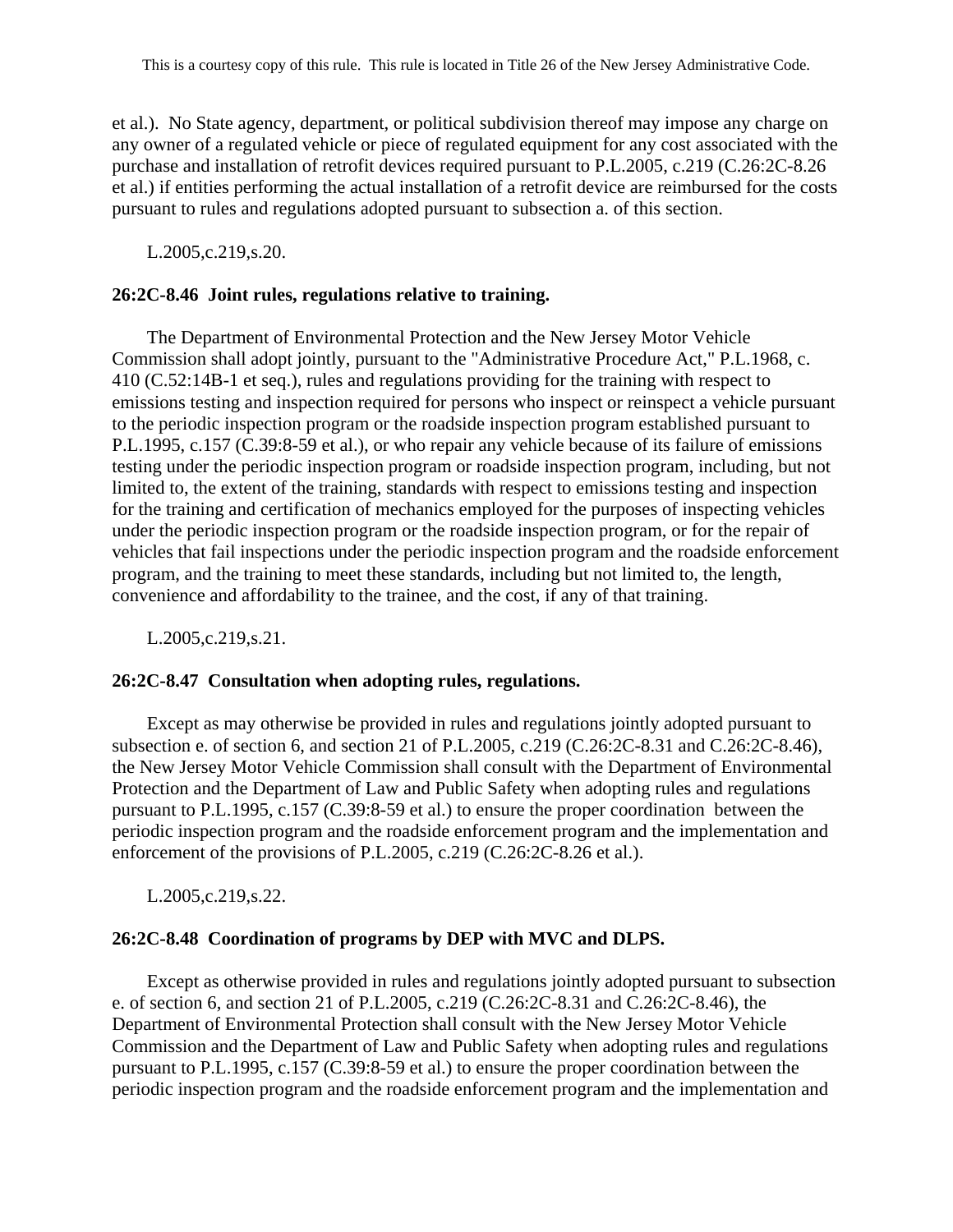et al.). No State agency, department, or political subdivision thereof may impose any charge on any owner of a regulated vehicle or piece of regulated equipment for any cost associated with the purchase and installation of retrofit devices required pursuant to P.L.2005, c.219 (C.26:2C-8.26 et al.) if entities performing the actual installation of a retrofit device are reimbursed for the costs pursuant to rules and regulations adopted pursuant to subsection a. of this section.

L.2005,c.219,s.20.

**26:2C-8.46 Joint rules, regulations relative to training.**

The Department of Environmental Protection and the New Jersey Motor Vehicle Commission shall adopt jointly, pursuant to the "Administrative Procedure Act," P.L.1968, c. 410 (C.52:14B-1 et seq.), rules and regulations providing for the training with respect to emissions testing and inspection required for persons who inspect or reinspect a vehicle pursuant to the periodic inspection program or the roadside inspection program established pursuant to P.L.1995, c.157 (C.39:8-59 et al.), or who repair any vehicle because of its failure of emissions testing under the periodic inspection program or roadside inspection program, including, but not limited to, the extent of the training, standards with respect to emissions testing and inspection for the training and certification of mechanics employed for the purposes of inspecting vehicles under the periodic inspection program or the roadside inspection program, or for the repair of vehicles that fail inspections under the periodic inspection program and the roadside enforcement program, and the training to meet these standards, including but not limited to, the length, convenience and affordability to the trainee, and the cost, if any of that training.

L.2005,c.219,s.21.

**26:2C-8.47 Consultation when adopting rules, regulations.**

Except as may otherwise be provided in rules and regulations jointly adopted pursuant to subsection e. of section 6, and section 21 of P.L.2005, c.219 (C.26:2C-8.31 and C.26:2C-8.46), the New Jersey Motor Vehicle Commission shall consult with the Department of Environmental Protection and the Department of Law and Public Safety when adopting rules and regulations pursuant to P.L.1995, c.157 (C.39:8-59 et al.) to ensure the proper coordination between the periodic inspection program and the roadside enforcement program and the implementation and enforcement of the provisions of P.L.2005, c.219 (C.26:2C-8.26 et al.).

L.2005,c.219,s.22.

**26:2C-8.48 Coordination of programs by DEP with MVC and DLPS.**

Except as otherwise provided in rules and regulations jointly adopted pursuant to subsection e. of section 6, and section 21 of P.L.2005, c.219 (C.26:2C-8.31 and C.26:2C-8.46), the Department of Environmental Protection shall consult with the New Jersey Motor Vehicle Commission and the Department of Law and Public Safety when adopting rules and regulations pursuant to P.L.1995, c.157 (C.39:8-59 et al.) to ensure the proper coordination between the periodic inspection program and the roadside enforcement program and the implementation and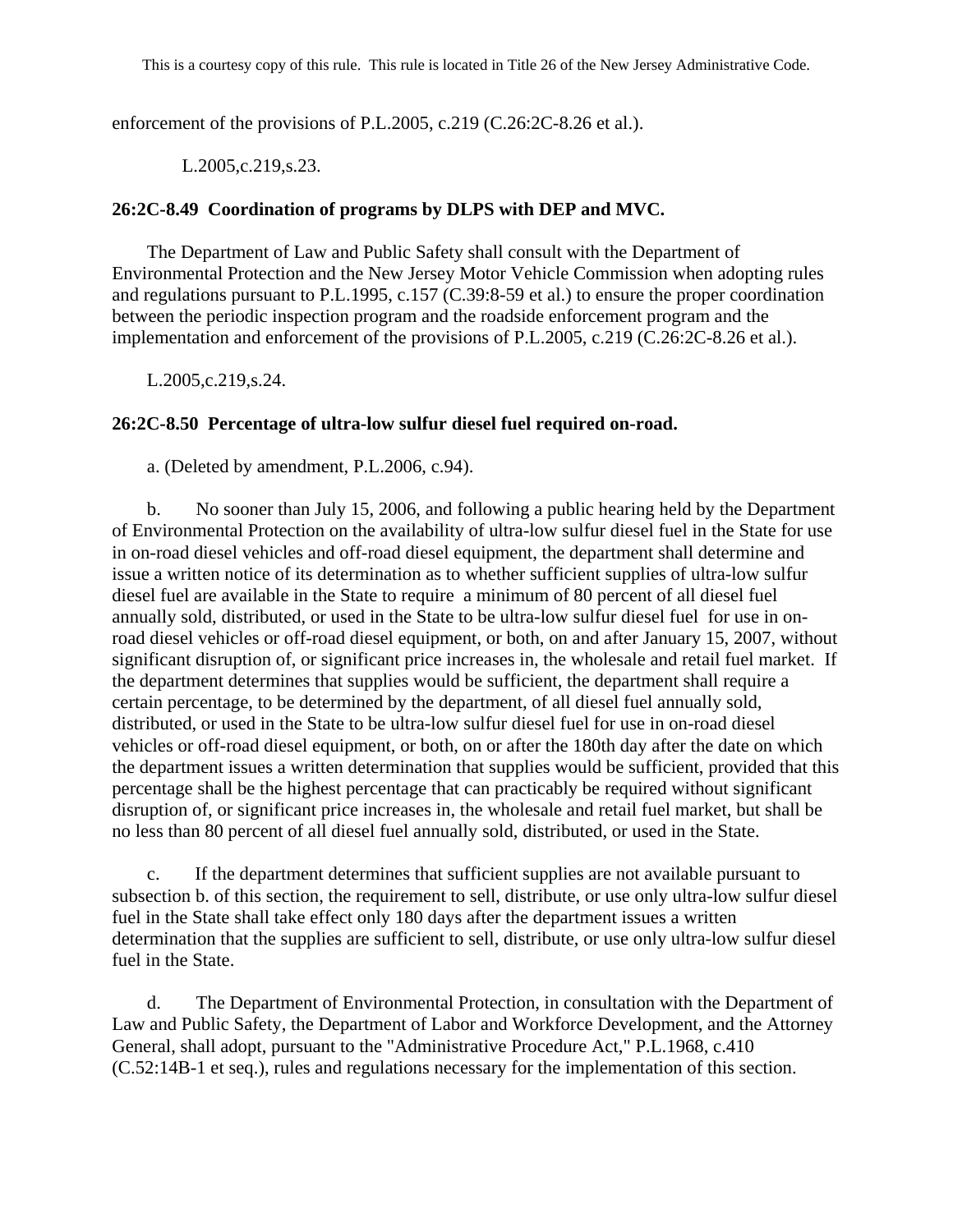enforcement of the provisions of P.L.2005, c.219 (C.26:2C-8.26 et al.).

L.2005,c.219,s.23.

**26:2C-8.49 Coordination of programs by DLPS with DEP and MVC.**

The Department of Law and Public Safety shall consult with the Department of Environmental Protection and the New Jersey Motor Vehicle Commission when adopting rules and regulations pursuant to P.L.1995, c.157 (C.39:8-59 et al.) to ensure the proper coordination between the periodic inspection program and the roadside enforcement program and the implementation and enforcement of the provisions of P.L.2005, c.219 (C.26:2C-8.26 et al.).

L.2005,c.219,s.24.

**26:2C-8.50 Percentage of ultra-low sulfur diesel fuel required on-road.**

a. (Deleted by amendment, P.L.2006, c.94).

b. No sooner than July 15, 2006, and following a public hearing held by the Department of Environmental Protection on the availability of ultra-low sulfur diesel fuel in the State for use in on-road diesel vehicles and off-road diesel equipment, the department shall determine and issue a written notice of its determination as to whether sufficient supplies of ultra-low sulfur diesel fuel are available in the State to require a minimum of 80 percent of all diesel fuel annually sold, distributed, or used in the State to be ultra-low sulfur diesel fuel for use in on-road diesel vehicles or off-road diesel equipment, or both, on and after January 15, 2007, without significant disruption of, or significant price increases in, the wholesale and retail fuel market. If the department determines that supplies would be sufficient, the department shall require a certain percentage, to be determined by the department, of all diesel fuel annually sold, distributed, or used in the State to be ultra-low sulfur diesel fuel for use in on-road diesel vehicles or off-road diesel equipment, or both, on or after the 180th day after the date on which the department issues a written determination that supplies would be sufficient, provided that this percentage shall be the highest percentage that can practicably be required without significant disruption of, or significant price increases in, the wholesale and retail fuel market, but shall be no less than 80 percent of all diesel fuel annually sold, distributed, or used in the State.

c. If the department determines that sufficient supplies are not available pursuant to subsection b. of this section, the requirement to sell, distribute, or use only ultra-low sulfur diesel fuel in the State shall take effect only 180 days after the department issues a written determination that the supplies are sufficient to sell, distribute, or use only ultra-low sulfur diesel fuel in the State.

d. The Department of Environmental Protection, in consultation with the Department of Law and Public Safety, the Department of Labor and Workforce Development, and the Attorney General, shall adopt, pursuant to the "Administrative Procedure Act," P.L.1968, c.410 (C.52:14B-1 et seq.), rules and regulations necessary for the implementation of this section.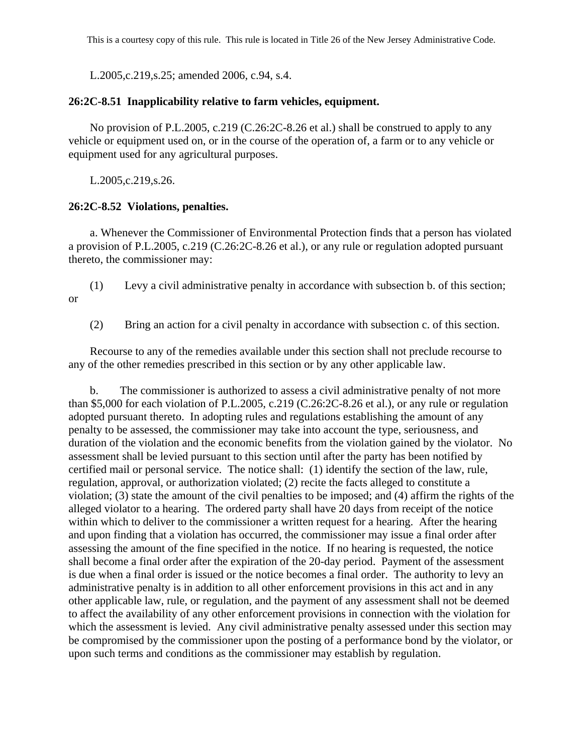L.2005,c.219,s.25; amended 2006, c.94, s.4.

**26:2C-8.51 Inapplicability relative to farm vehicles, equipment.**

No provision of P.L.2005, c.219 (C.26:2C-8.26 et al.) shall be construed to apply to any vehicle or equipment used on, or in the course of the operation of, a farm or to any vehicle or equipment used for any agricultural purposes.

L.2005,c.219,s.26.

**26:2C-8.52 Violations, penalties.**

a. Whenever the Commissioner of Environmental Protection finds that a person has violated a provision of P.L.2005, c.219 (C.26:2C-8.26 et al.), or any rule or regulation adopted pursuant thereto, the commissioner may:

(1) Levy a civil administrative penalty in accordance with subsection b. of this section; or

(2) Bring an action for a civil penalty in accordance with subsection c. of this section.

Recourse to any of the remedies available under this section shall not preclude recourse to any of the other remedies prescribed in this section or by any other applicable law.

b. The commissioner is authorized to assess a civil administrative penalty of not more than $5,000 for each violation of P.L.2005, c.219 (C.26:2C-8.26 et al.), or any rule or regulation adopted pursuant thereto. In adopting rules and regulations establishing the amount of any penalty to be assessed, the commissioner may take into account the type, seriousness, and duration of the violation and the economic benefits from the violation gained by the violator. No assessment shall be levied pursuant to this section until after the party has been notified by certified mail or personal service. The notice shall: (1) identify the section of the law, rule, regulation, approval, or authorization violated; (2) recite the facts alleged to constitute a violation; (3) state the amount of the civil penalties to be imposed; and (4) affirm the rights of the alleged violator to a hearing. The ordered party shall have 20 days from receipt of the notice within which to deliver to the commissioner a written request for a hearing. After the hearing and upon finding that a violation has occurred, the commissioner may issue a final order after assessing the amount of the fine specified in the notice. If no hearing is requested, the notice shall become a final order after the expiration of the 20-day period. Payment of the assessment is due when a final order is issued or the notice becomes a final order. The authority to levy an administrative penalty is in addition to all other enforcement provisions in this act and in any other applicable law, rule, or regulation, and the payment of any assessment shall not be deemed to affect the availability of any other enforcement provisions in connection with the violation for which the assessment is levied. Any civil administrative penalty assessed under this section may be compromised by the commissioner upon the posting of a performance bond by the violator, or upon such terms and conditions as the commissioner may establish by regulation.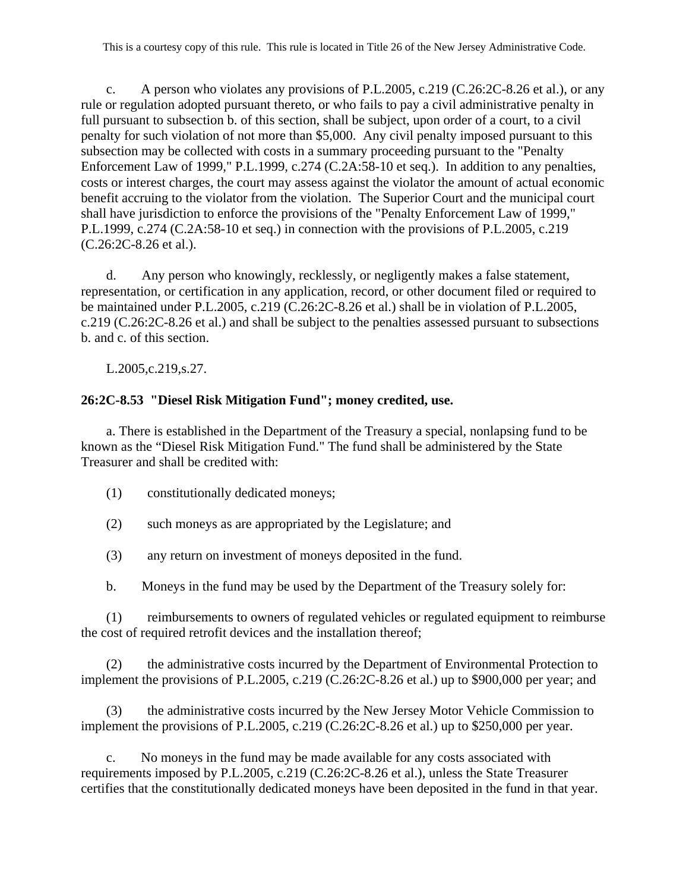c. A person who violates any provisions of P.L.2005, c.219 (C.26:2C-8.26 et al.), or any rule or regulation adopted pursuant thereto, or who fails to pay a civil administrative penalty in full pursuant to subsection b. of this section, shall be subject, upon order of a court, to a civil penalty for such violation of not more than $5,000. Any civil penalty imposed pursuant to this subsection may be collected with costs in a summary proceeding pursuant to the "Penalty Enforcement Law of 1999," P.L.1999, c.274 (C.2A:58-10 et seq.). In addition to any penalties, costs or interest charges, the court may assess against the violator the amount of actual economic benefit accruing to the violator from the violation. The Superior Court and the municipal court shall have jurisdiction to enforce the provisions of the "Penalty Enforcement Law of 1999," P.L.1999, c.274 (C.2A:58-10 et seq.) in connection with the provisions of P.L.2005, c.219 (C.26:2C-8.26 et al.).

d. Any person who knowingly, recklessly, or negligently makes a false statement, representation, or certification in any application, record, or other document filed or required to be maintained under P.L.2005, c.219 (C.26:2C-8.26 et al.) shall be in violation of P.L.2005, c.219 (C.26:2C-8.26 et al.) and shall be subject to the penalties assessed pursuant to subsections b. and c. of this section.

L.2005,c.219,s.27.

**26:2C-8.53 "Diesel Risk Mitigation Fund"; money credited, use.**

a. There is established in the Department of the Treasury a special, nonlapsing fund to be known as the "Diesel Risk Mitigation Fund." The fund shall be administered by the State Treasurer and shall be credited with:

(1) constitutionally dedicated moneys;

(2) such moneys as are appropriated by the Legislature; and

(3) any return on investment of moneys deposited in the fund.

b. Moneys in the fund may be used by the Department of the Treasury solely for:

(1) reimbursements to owners of regulated vehicles or regulated equipment to reimburse the cost of required retrofit devices and the installation thereof;

(2) the administrative costs incurred by the Department of Environmental Protection to implement the provisions of P.L.2005, c.219 (C.26:2C-8.26 et al.) up to $900,000 per year; and

(3) the administrative costs incurred by the New Jersey Motor Vehicle Commission to implement the provisions of P.L.2005, c.219 (C.26:2C-8.26 et al.) up to $250,000 per year.

c. No moneys in the fund may be made available for any costs associated with requirements imposed by P.L.2005, c.219 (C.26:2C-8.26 et al.), unless the State Treasurer certifies that the constitutionally dedicated moneys have been deposited in the fund in that year.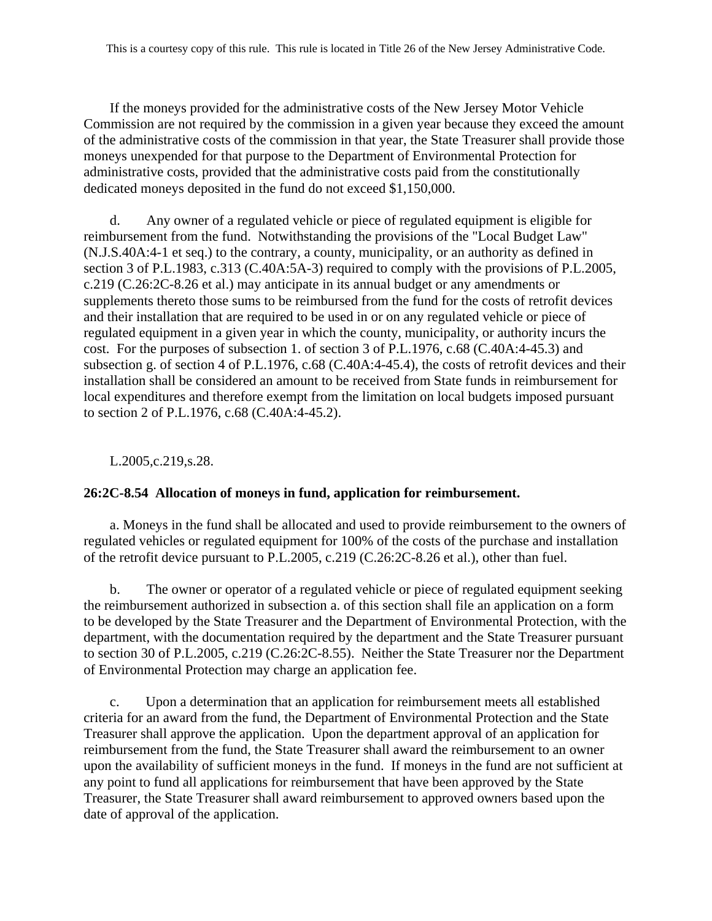If the moneys provided for the administrative costs of the New Jersey Motor Vehicle Commission are not required by the commission in a given year because they exceed the amount of the administrative costs of the commission in that year, the State Treasurer shall provide those moneys unexpended for that purpose to the Department of Environmental Protection for administrative costs, provided that the administrative costs paid from the constitutionally dedicated moneys deposited in the fund do not exceed $1,150,000.

d. Any owner of a regulated vehicle or piece of regulated equipment is eligible for reimbursement from the fund. Notwithstanding the provisions of the "Local Budget Law" (N.J.S.40A:4-1 et seq.) to the contrary, a county, municipality, or an authority as defined in section 3 of P.L.1983, c.313 (C.40A:5A-3) required to comply with the provisions of P.L.2005, c.219 (C.26:2C-8.26 et al.) may anticipate in its annual budget or any amendments or supplements thereto those sums to be reimbursed from the fund for the costs of retrofit devices and their installation that are required to be used in or on any regulated vehicle or piece of regulated equipment in a given year in which the county, municipality, or authority incurs the cost. For the purposes of subsection 1. of section 3 of P.L.1976, c.68 (C.40A:4-45.3) and subsection g. of section 4 of P.L.1976, c.68 (C.40A:4-45.4), the costs of retrofit devices and their installation shall be considered an amount to be received from State funds in reimbursement for local expenditures and therefore exempt from the limitation on local budgets imposed pursuant to section 2 of P.L.1976, c.68 (C.40A:4-45.2).

L.2005,c.219,s.28.

**26:2C-8.54 Allocation of moneys in fund, application for reimbursement.**

a. Moneys in the fund shall be allocated and used to provide reimbursement to the owners of regulated vehicles or regulated equipment for 100% of the costs of the purchase and installation of the retrofit device pursuant to P.L.2005, c.219 (C.26:2C-8.26 et al.), other than fuel.

b. The owner or operator of a regulated vehicle or piece of regulated equipment seeking the reimbursement authorized in subsection a. of this section shall file an application on a form to be developed by the State Treasurer and the Department of Environmental Protection, with the department, with the documentation required by the department and the State Treasurer pursuant to section 30 of P.L.2005, c.219 (C.26:2C-8.55). Neither the State Treasurer nor the Department of Environmental Protection may charge an application fee.

c. Upon a determination that an application for reimbursement meets all established criteria for an award from the fund, the Department of Environmental Protection and the State Treasurer shall approve the application. Upon the department approval of an application for reimbursement from the fund, the State Treasurer shall award the reimbursement to an owner upon the availability of sufficient moneys in the fund. If moneys in the fund are not sufficient at any point to fund all applications for reimbursement that have been approved by the State Treasurer, the State Treasurer shall award reimbursement to approved owners based upon the date of approval of the application.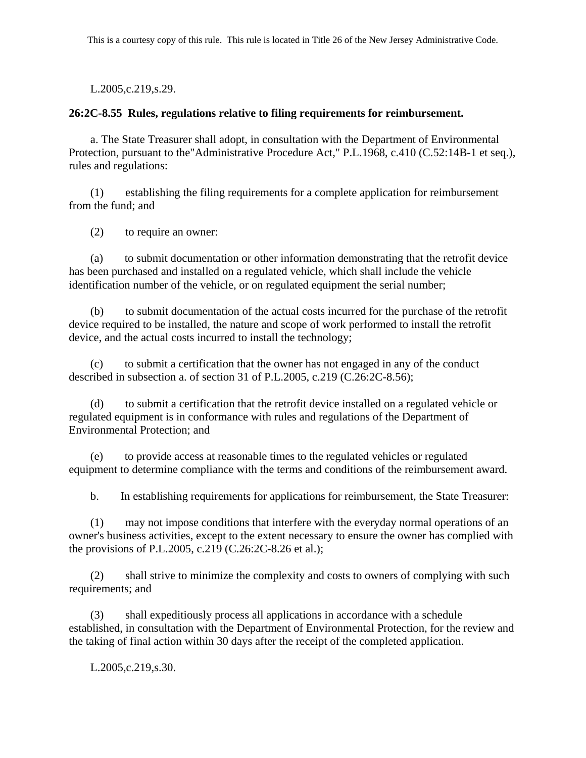L.2005,c.219,s.29.

**26:2C-8.55 Rules, regulations relative to filing requirements for reimbursement.**

a. The State Treasurer shall adopt, in consultation with the Department of Environmental Protection, pursuant to the"Administrative Procedure Act," P.L.1968, c.410 (C.52:14B-1 et seq.), rules and regulations:

(1) establishing the filing requirements for a complete application for reimbursement from the fund; and

(2) to require an owner:

(a) to submit documentation or other information demonstrating that the retrofit device has been purchased and installed on a regulated vehicle, which shall include the vehicle identification number of the vehicle, or on regulated equipment the serial number;

(b) to submit documentation of the actual costs incurred for the purchase of the retrofit device required to be installed, the nature and scope of work performed to install the retrofit device, and the actual costs incurred to install the technology;

(c) to submit a certification that the owner has not engaged in any of the conduct described in subsection a. of section 31 of P.L.2005, c.219 (C.26:2C-8.56);

(d) to submit a certification that the retrofit device installed on a regulated vehicle or regulated equipment is in conformance with rules and regulations of the Department of Environmental Protection; and

(e) to provide access at reasonable times to the regulated vehicles or regulated equipment to determine compliance with the terms and conditions of the reimbursement award.

b. In establishing requirements for applications for reimbursement, the State Treasurer:

(1) may not impose conditions that interfere with the everyday normal operations of an owner's business activities, except to the extent necessary to ensure the owner has complied with the provisions of P.L.2005, c.219 (C.26:2C-8.26 et al.);

(2) shall strive to minimize the complexity and costs to owners of complying with such requirements; and

(3) shall expeditiously process all applications in accordance with a schedule established, in consultation with the Department of Environmental Protection, for the review and the taking of final action within 30 days after the receipt of the completed application.

L.2005,c.219,s.30.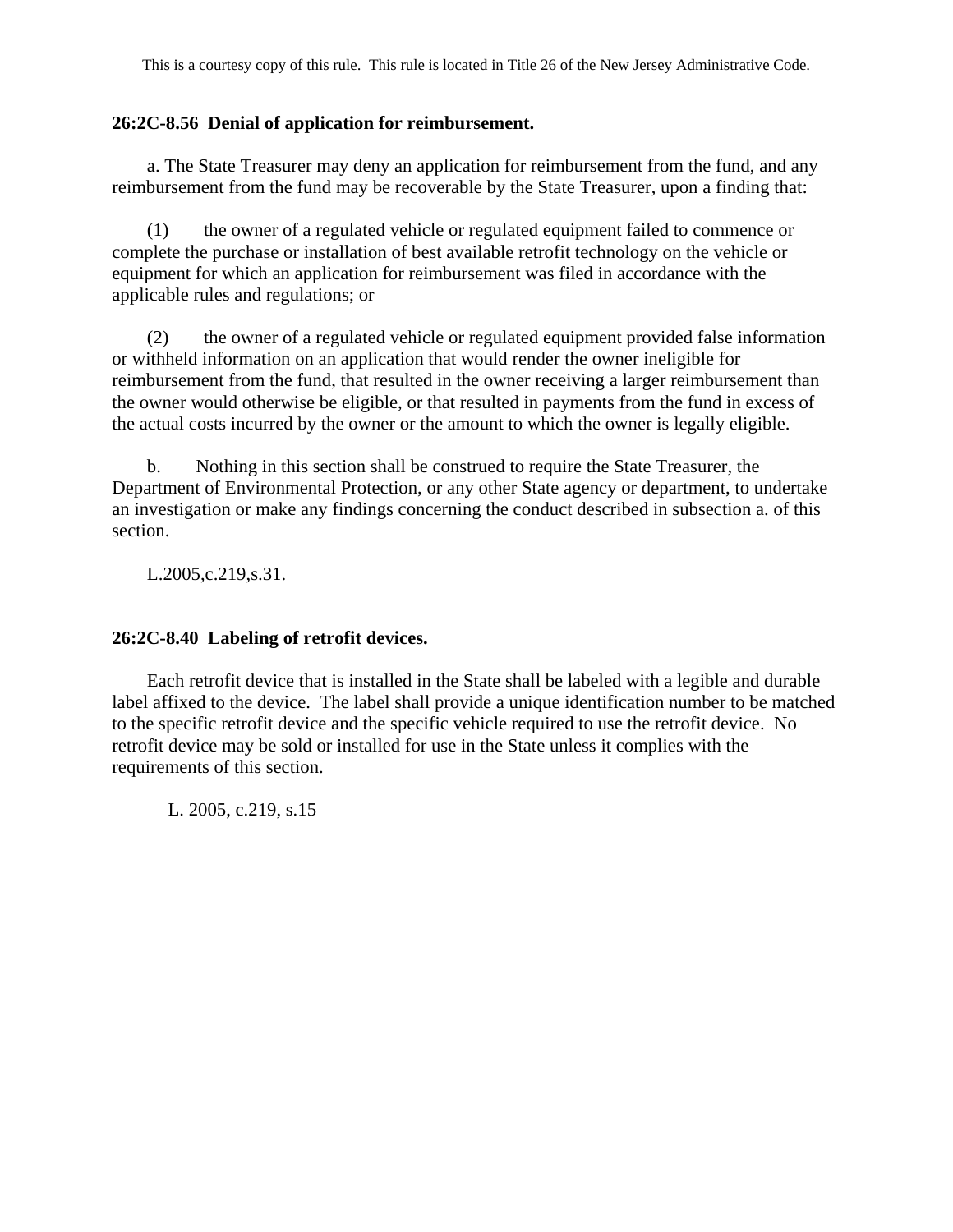This is a courtesy copy of this rule. This rule is located in Title 26 of the New Jersey Administrative Code.

**26:2C-8.56 Denial of application for reimbursement.**

a. The State Treasurer may deny an application for reimbursement from the fund, and any reimbursement from the fund may be recoverable by the State Treasurer, upon a finding that:

(1) the owner of a regulated vehicle or regulated equipment failed to commence or complete the purchase or installation of best available retrofit technology on the vehicle or equipment for which an application for reimbursement was filed in accordance with the applicable rules and regulations; or

(2) the owner of a regulated vehicle or regulated equipment provided false information or withheld information on an application that would render the owner ineligible for reimbursement from the fund, that resulted in the owner receiving a larger reimbursement than the owner would otherwise be eligible, or that resulted in payments from the fund in excess of the actual costs incurred by the owner or the amount to which the owner is legally eligible.

b. Nothing in this section shall be construed to require the State Treasurer, the Department of Environmental Protection, or any other State agency or department, to undertake an investigation or make any findings concerning the conduct described in subsection a. of this section.

L.2005,c.219,s.31.

**26:2C-8.40 Labeling of retrofit devices.**

Each retrofit device that is installed in the State shall be labeled with a legible and durable label affixed to the device. The label shall provide a unique identification number to be matched to the specific retrofit device and the specific vehicle required to use the retrofit device. No retrofit device may be sold or installed for use in the State unless it complies with the requirements of this section.

L. 2005, c.219, s.15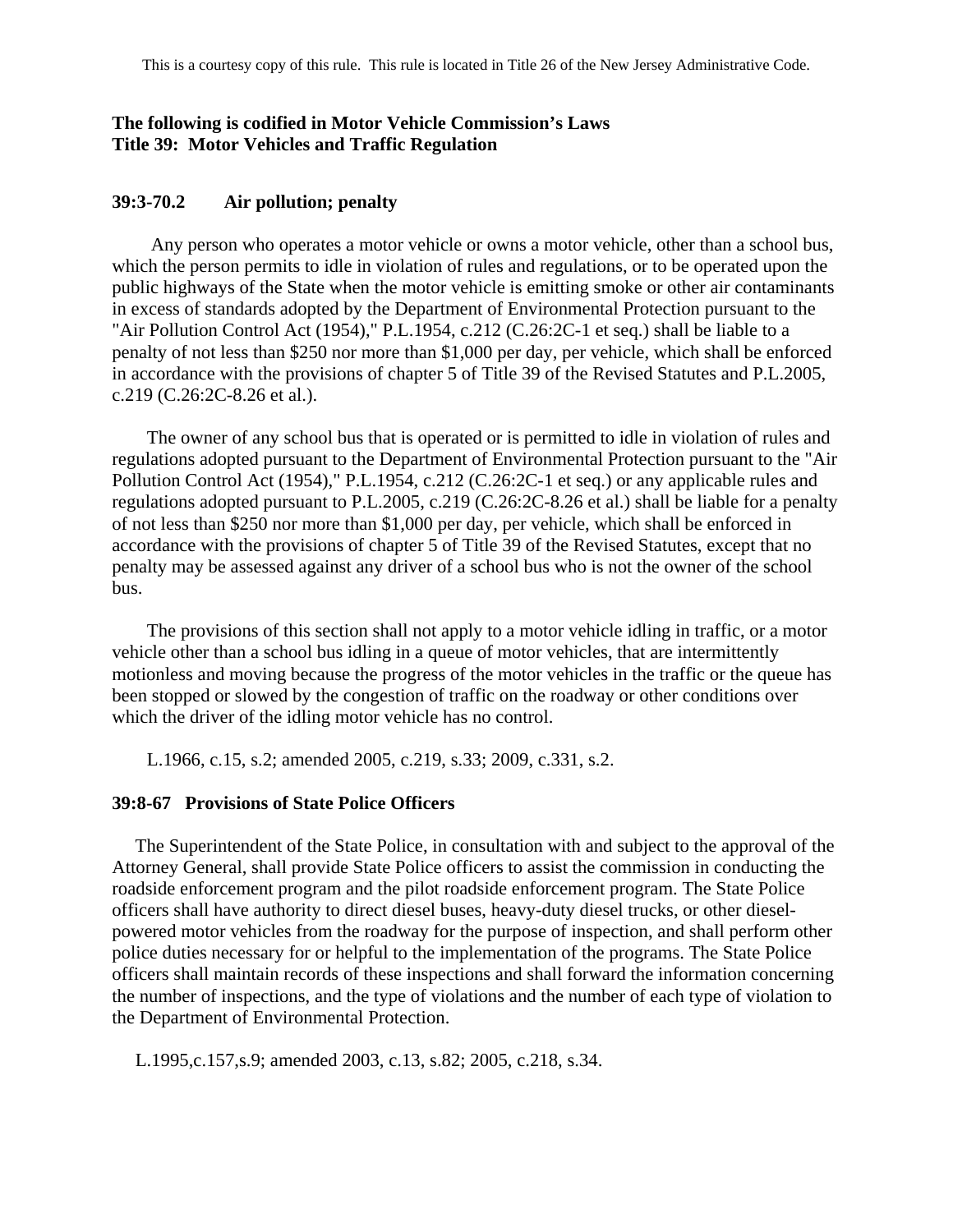This is a courtesy copy of this rule. This rule is located in Title 26 of the New Jersey Administrative Code.

**The following is codified in Motor Vehicle Commission's Laws**
**Title 39: Motor Vehicles and Traffic Regulation**

### 39:3-70.2 Air pollution; penalty

Any person who operates a motor vehicle or owns a motor vehicle, other than a school bus, which the person permits to idle in violation of rules and regulations, or to be operated upon the public highways of the State when the motor vehicle is emitting smoke or other air contaminants in excess of standards adopted by the Department of Environmental Protection pursuant to the "Air Pollution Control Act (1954)," P.L.1954, c.212 (C.26:2C-1 et seq.) shall be liable to a penalty of not less than $250 nor more than $1,000 per day, per vehicle, which shall be enforced in accordance with the provisions of chapter 5 of Title 39 of the Revised Statutes and P.L.2005, c.219 (C.26:2C-8.26 et al.).

The owner of any school bus that is operated or is permitted to idle in violation of rules and regulations adopted pursuant to the Department of Environmental Protection pursuant to the "Air Pollution Control Act (1954)," P.L.1954, c.212 (C.26:2C-1 et seq.) or any applicable rules and regulations adopted pursuant to P.L.2005, c.219 (C.26:2C-8.26 et al.) shall be liable for a penalty of not less than $250 nor more than $1,000 per day, per vehicle, which shall be enforced in accordance with the provisions of chapter 5 of Title 39 of the Revised Statutes, except that no penalty may be assessed against any driver of a school bus who is not the owner of the school bus.

The provisions of this section shall not apply to a motor vehicle idling in traffic, or a motor vehicle other than a school bus idling in a queue of motor vehicles, that are intermittently motionless and moving because the progress of the motor vehicles in the traffic or the queue has been stopped or slowed by the congestion of traffic on the roadway or other conditions over which the driver of the idling motor vehicle has no control.

L.1966, c.15, s.2; amended 2005, c.219, s.33; 2009, c.331, s.2.

### 39:8-67 Provisions of State Police Officers

The Superintendent of the State Police, in consultation with and subject to the approval of the Attorney General, shall provide State Police officers to assist the commission in conducting the roadside enforcement program and the pilot roadside enforcement program. The State Police officers shall have authority to direct diesel buses, heavy-duty diesel trucks, or other diesel-powered motor vehicles from the roadway for the purpose of inspection, and shall perform other police duties necessary for or helpful to the implementation of the programs. The State Police officers shall maintain records of these inspections and shall forward the information concerning the number of inspections, and the type of violations and the number of each type of violation to the Department of Environmental Protection.

L.1995,c.157,s.9; amended 2003, c.13, s.82; 2005, c.218, s.34.